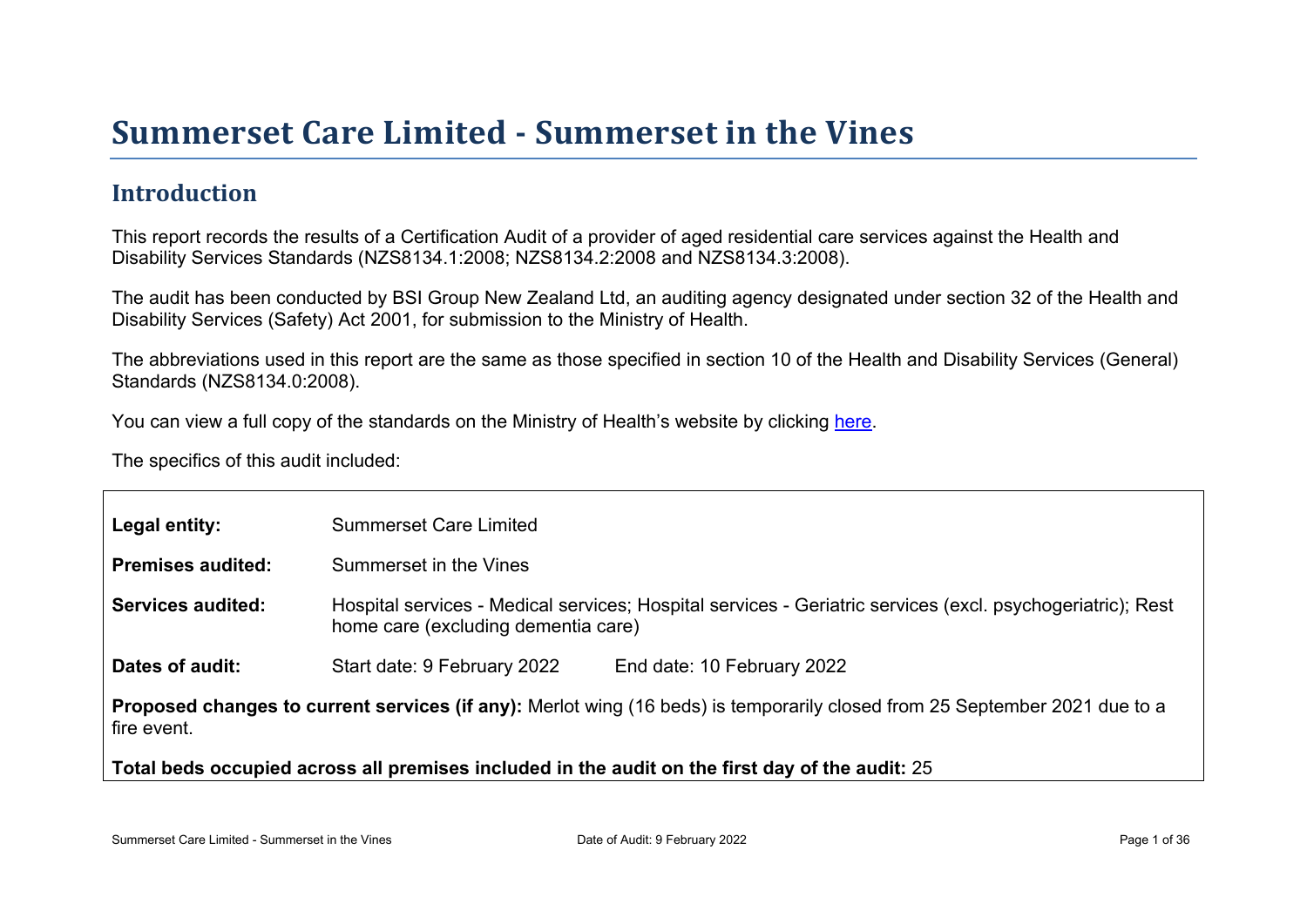# Summerset Care Limited - Summerset in the Vines

## Introduction

This report records the results of a Certification Audit of a provider of aged residential care services against the Health and Disability Services Standards (NZS8134.1:2008; NZS8134.2:2008 and NZS8134.3:2008).

The audit has been conducted by BSI Group New Zealand Ltd, an auditing agency designated under section 32 of the Health and Disability Services (Safety) Act 2001, for submission to the Ministry of Health.

The abbreviations used in this report are the same as those specified in section 10 of the Health and Disability Services (General) Standards (NZS8134.0:2008).

You can view a full copy of the standards on the Ministry of Health's website by clicking here.

The specifics of this audit included:

| | | |
|---|---|---|
| **Legal entity:** | Summerset Care Limited | |
| **Premises audited:** | Summerset in the Vines | |
| **Services audited:** | Hospital services - Medical services; Hospital services - Geriatric services (excl. psychogeriatric); Rest home care (excluding dementia care) | |
| **Dates of audit:** | Start date: 9 February 2022 | End date: 10 February 2022 |

**Proposed changes to current services (if any):** Merlot wing (16 beds) is temporarily closed from 25 September 2021 due to a fire event.

**Total beds occupied across all premises included in the audit on the first day of the audit:** 25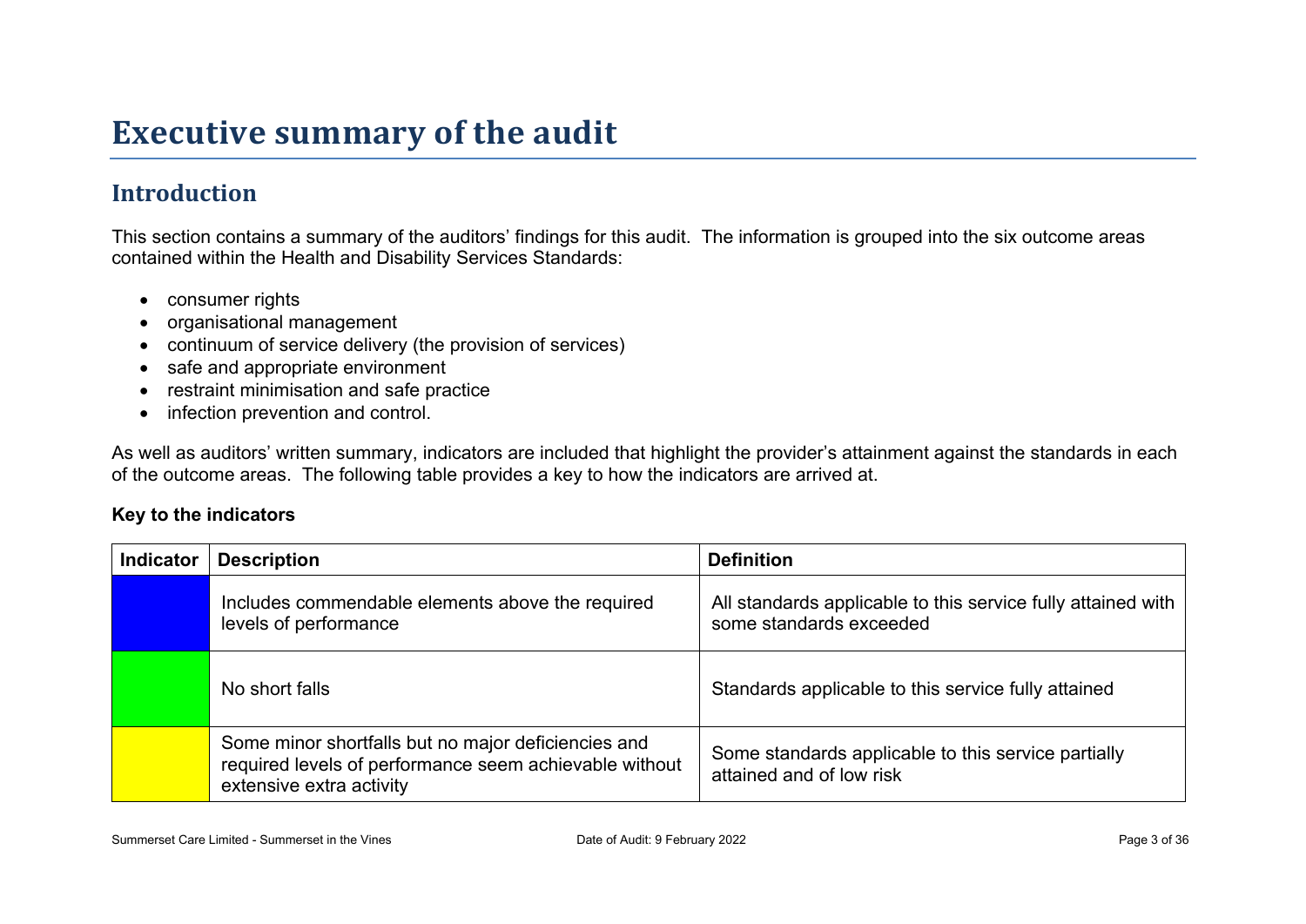# Executive summary of the audit

## Introduction

This section contains a summary of the auditors' findings for this audit. The information is grouped into the six outcome areas contained within the Health and Disability Services Standards:

- consumer rights
- organisational management
- continuum of service delivery (the provision of services)
- safe and appropriate environment
- restraint minimisation and safe practice
- infection prevention and control.

As well as auditors' written summary, indicators are included that highlight the provider's attainment against the standards in each of the outcome areas. The following table provides a key to how the indicators are arrived at.

**Key to the indicators**

| Indicator | Description | Definition |
|---|---|---|
| (blue) | Includes commendable elements above the required levels of performance | All standards applicable to this service fully attained with some standards exceeded |
| (green) | No short falls | Standards applicable to this service fully attained |
| (yellow) | Some minor shortfalls but no major deficiencies and required levels of performance seem achievable without extensive extra activity | Some standards applicable to this service partially attained and of low risk |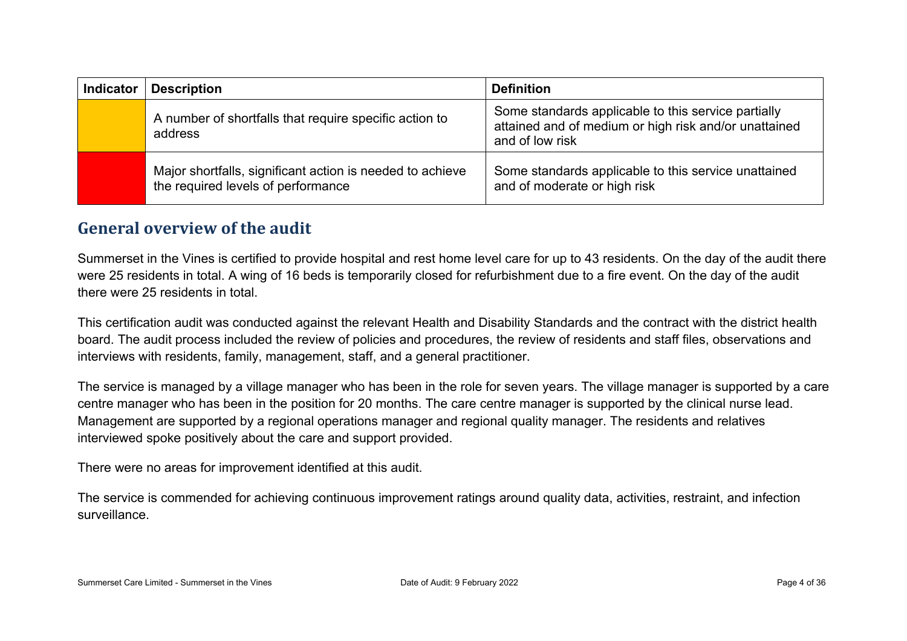| Indicator | Description | Definition |
| --- | --- | --- |
| | A number of shortfalls that require specific action to address | Some standards applicable to this service partially attained and of medium or high risk and/or unattained and of low risk |
| | Major shortfalls, significant action is needed to achieve the required levels of performance | Some standards applicable to this service unattained and of moderate or high risk |

## General overview of the audit

Summerset in the Vines is certified to provide hospital and rest home level care for up to 43 residents. On the day of the audit there were 25 residents in total. A wing of 16 beds is temporarily closed for refurbishment due to a fire event. On the day of the audit there were 25 residents in total.

This certification audit was conducted against the relevant Health and Disability Standards and the contract with the district health board. The audit process included the review of policies and procedures, the review of residents and staff files, observations and interviews with residents, family, management, staff, and a general practitioner.

The service is managed by a village manager who has been in the role for seven years. The village manager is supported by a care centre manager who has been in the position for 20 months. The care centre manager is supported by the clinical nurse lead. Management are supported by a regional operations manager and regional quality manager. The residents and relatives interviewed spoke positively about the care and support provided.

There were no areas for improvement identified at this audit.

The service is commended for achieving continuous improvement ratings around quality data, activities, restraint, and infection surveillance.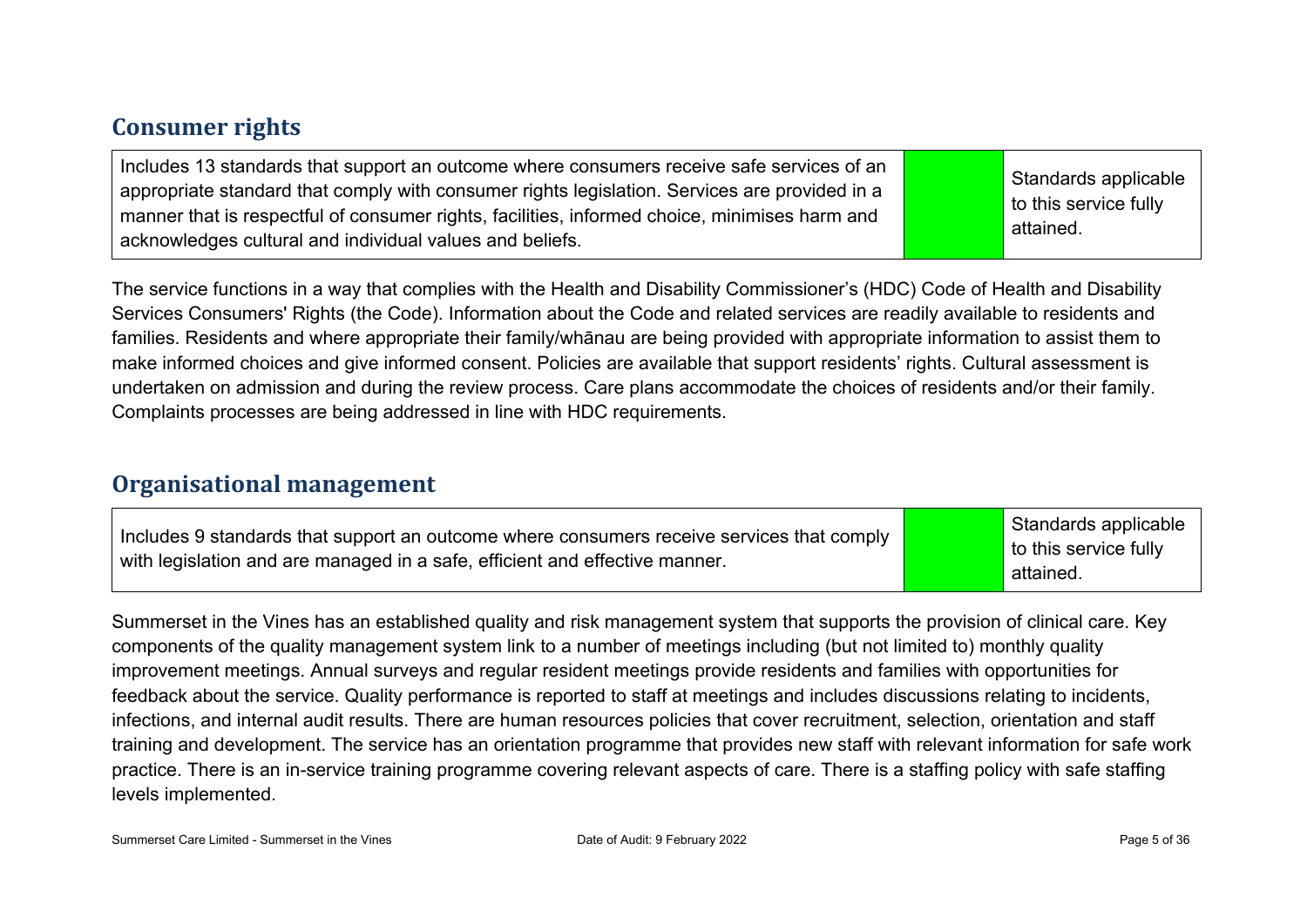## Consumer rights

| Includes 13 standards that support an outcome where consumers receive safe services of an appropriate standard that comply with consumer rights legislation. Services are provided in a manner that is respectful of consumer rights, facilities, informed choice, minimises harm and acknowledges cultural and individual values and beliefs. | | Standards applicable to this service fully attained. |
|---|---|---|

The service functions in a way that complies with the Health and Disability Commissioner's (HDC) Code of Health and Disability Services Consumers' Rights (the Code). Information about the Code and related services are readily available to residents and families. Residents and where appropriate their family/whānau are being provided with appropriate information to assist them to make informed choices and give informed consent. Policies are available that support residents' rights. Cultural assessment is undertaken on admission and during the review process. Care plans accommodate the choices of residents and/or their family. Complaints processes are being addressed in line with HDC requirements.

## Organisational management

| Includes 9 standards that support an outcome where consumers receive services that comply with legislation and are managed in a safe, efficient and effective manner. | | Standards applicable to this service fully attained. |
|---|---|---|

Summerset in the Vines has an established quality and risk management system that supports the provision of clinical care. Key components of the quality management system link to a number of meetings including (but not limited to) monthly quality improvement meetings. Annual surveys and regular resident meetings provide residents and families with opportunities for feedback about the service. Quality performance is reported to staff at meetings and includes discussions relating to incidents, infections, and internal audit results. There are human resources policies that cover recruitment, selection, orientation and staff training and development. The service has an orientation programme that provides new staff with relevant information for safe work practice. There is an in-service training programme covering relevant aspects of care. There is a staffing policy with safe staffing levels implemented.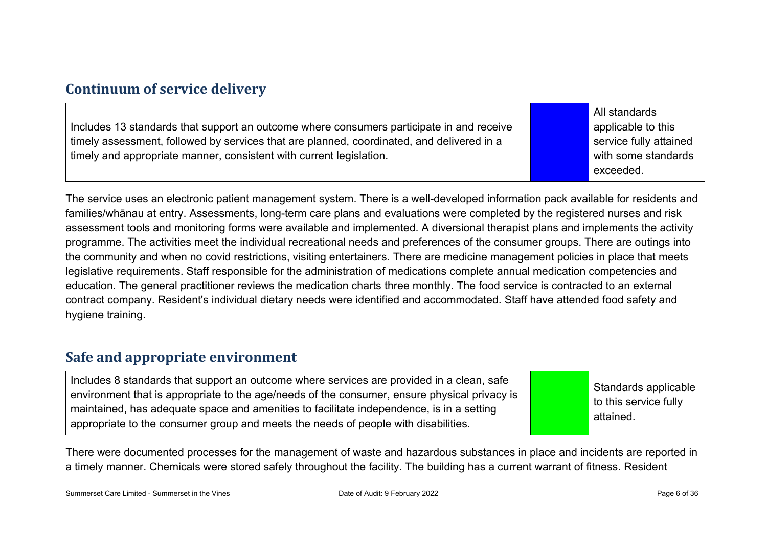## Continuum of service delivery

| Includes 13 standards that support an outcome where consumers participate in and receive timely assessment, followed by services that are planned, coordinated, and delivered in a timely and appropriate manner, consistent with current legislation. | | All standards applicable to this service fully attained with some standards exceeded. |
|---|---|---|

The service uses an electronic patient management system. There is a well-developed information pack available for residents and families/whānau at entry. Assessments, long-term care plans and evaluations were completed by the registered nurses and risk assessment tools and monitoring forms were available and implemented. A diversional therapist plans and implements the activity programme. The activities meet the individual recreational needs and preferences of the consumer groups. There are outings into the community and when no covid restrictions, visiting entertainers. There are medicine management policies in place that meets legislative requirements. Staff responsible for the administration of medications complete annual medication competencies and education. The general practitioner reviews the medication charts three monthly. The food service is contracted to an external contract company. Resident's individual dietary needs were identified and accommodated. Staff have attended food safety and hygiene training.

## Safe and appropriate environment

| Includes 8 standards that support an outcome where services are provided in a clean, safe environment that is appropriate to the age/needs of the consumer, ensure physical privacy is maintained, has adequate space and amenities to facilitate independence, is in a setting appropriate to the consumer group and meets the needs of people with disabilities. | | Standards applicable to this service fully attained. |
|---|---|---|

There were documented processes for the management of waste and hazardous substances in place and incidents are reported in a timely manner. Chemicals were stored safely throughout the facility. The building has a current warrant of fitness. Resident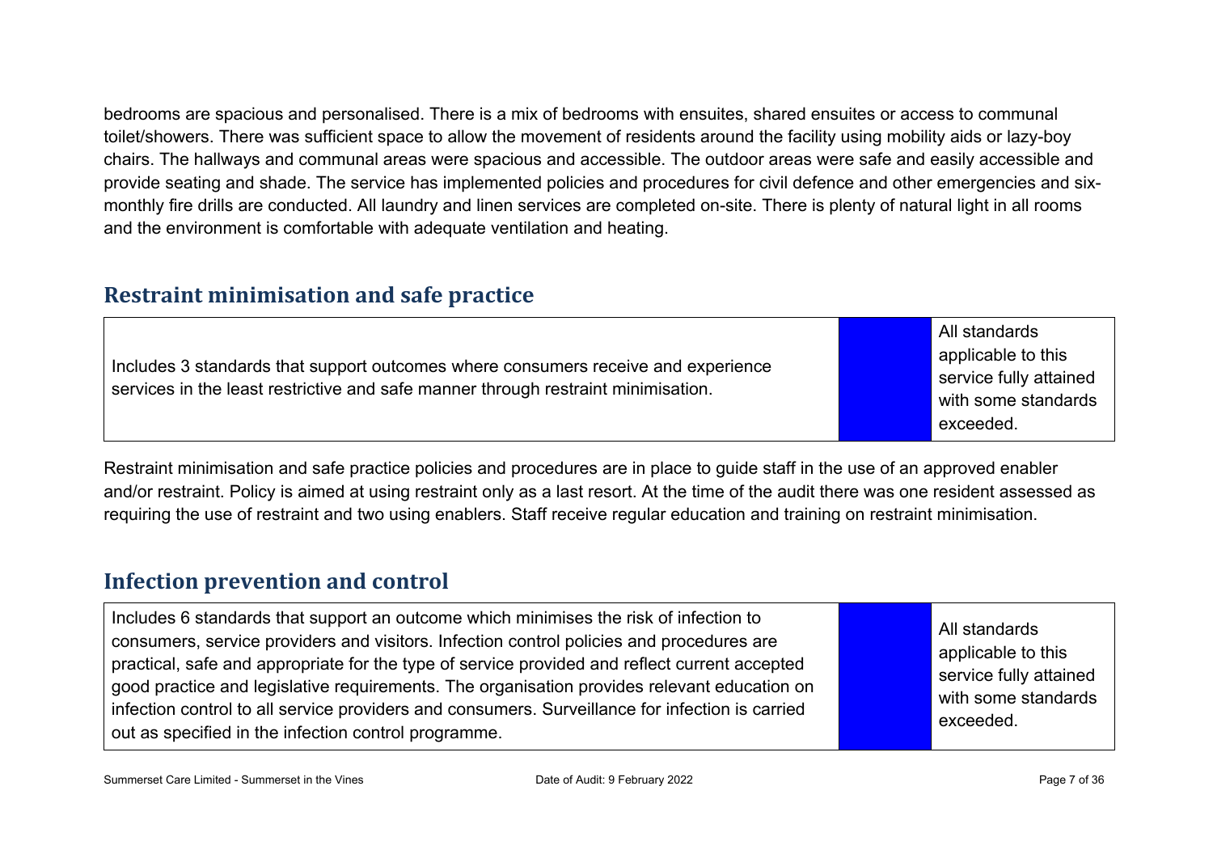bedrooms are spacious and personalised. There is a mix of bedrooms with ensuites, shared ensuites or access to communal toilet/showers. There was sufficient space to allow the movement of residents around the facility using mobility aids or lazy-boy chairs. The hallways and communal areas were spacious and accessible. The outdoor areas were safe and easily accessible and provide seating and shade. The service has implemented policies and procedures for civil defence and other emergencies and six-monthly fire drills are conducted. All laundry and linen services are completed on-site. There is plenty of natural light in all rooms and the environment is comfortable with adequate ventilation and heating.

## Restraint minimisation and safe practice

| | | |
|---|---|---|
| Includes 3 standards that support outcomes where consumers receive and experience services in the least restrictive and safe manner through restraint minimisation. | | All standards applicable to this service fully attained with some standards exceeded. |

Restraint minimisation and safe practice policies and procedures are in place to guide staff in the use of an approved enabler and/or restraint. Policy is aimed at using restraint only as a last resort. At the time of the audit there was one resident assessed as requiring the use of restraint and two using enablers. Staff receive regular education and training on restraint minimisation.

## Infection prevention and control

| | | |
|---|---|---|
| Includes 6 standards that support an outcome which minimises the risk of infection to consumers, service providers and visitors. Infection control policies and procedures are practical, safe and appropriate for the type of service provided and reflect current accepted good practice and legislative requirements. The organisation provides relevant education on infection control to all service providers and consumers. Surveillance for infection is carried out as specified in the infection control programme. | | All standards applicable to this service fully attained with some standards exceeded. |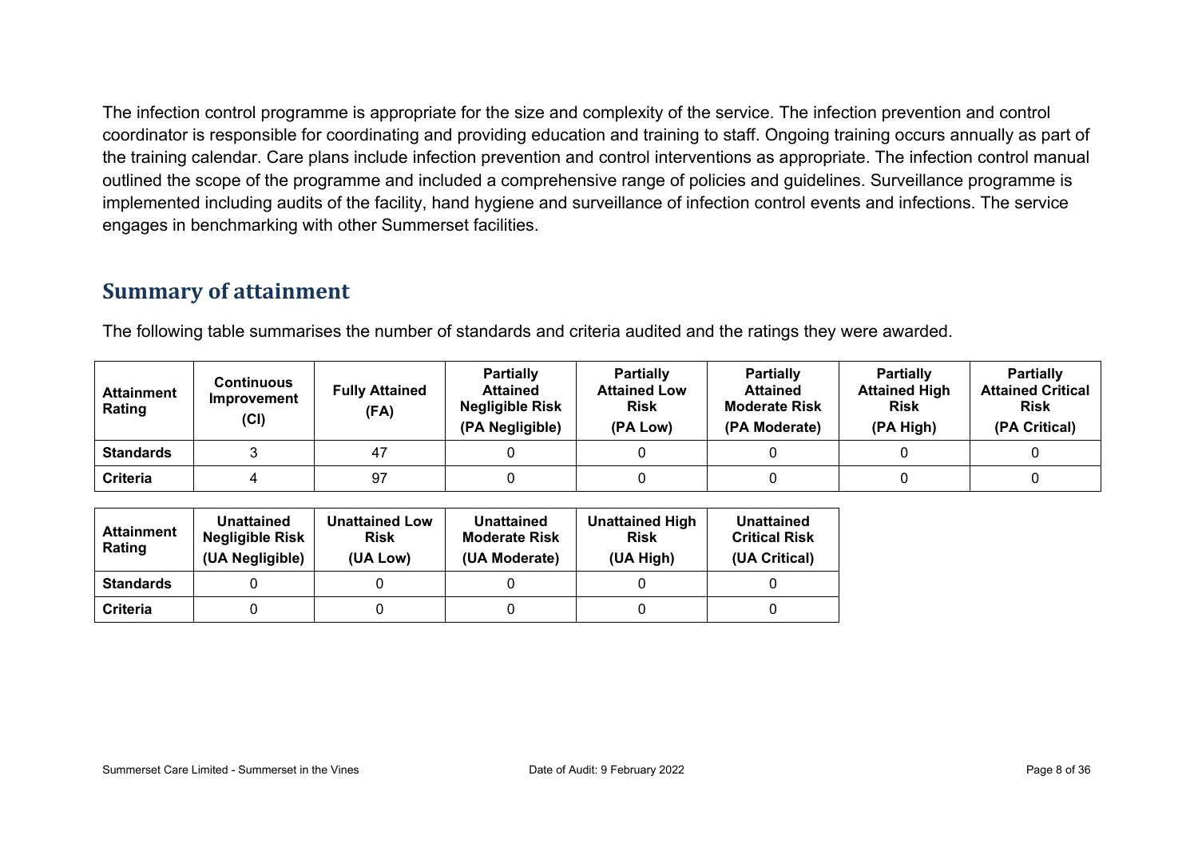The infection control programme is appropriate for the size and complexity of the service. The infection prevention and control coordinator is responsible for coordinating and providing education and training to staff. Ongoing training occurs annually as part of the training calendar. Care plans include infection prevention and control interventions as appropriate. The infection control manual outlined the scope of the programme and included a comprehensive range of policies and guidelines. Surveillance programme is implemented including audits of the facility, hand hygiene and surveillance of infection control events and infections. The service engages in benchmarking with other Summerset facilities.

## Summary of attainment

The following table summarises the number of standards and criteria audited and the ratings they were awarded.

| Attainment Rating | Continuous Improvement (CI) | Fully Attained (FA) | Partially Attained Negligible Risk (PA Negligible) | Partially Attained Low Risk (PA Low) | Partially Attained Moderate Risk (PA Moderate) | Partially Attained High Risk (PA High) | Partially Attained Critical Risk (PA Critical) |
|---|---|---|---|---|---|---|---|
| **Standards** | 3 | 47 | 0 | 0 | 0 | 0 | 0 |
| **Criteria** | 4 | 97 | 0 | 0 | 0 | 0 | 0 |

| Attainment Rating | Unattained Negligible Risk (UA Negligible) | Unattained Low Risk (UA Low) | Unattained Moderate Risk (UA Moderate) | Unattained High Risk (UA High) | Unattained Critical Risk (UA Critical) |
|---|---|---|---|---|---|
| **Standards** | 0 | 0 | 0 | 0 | 0 |
| **Criteria** | 0 | 0 | 0 | 0 | 0 |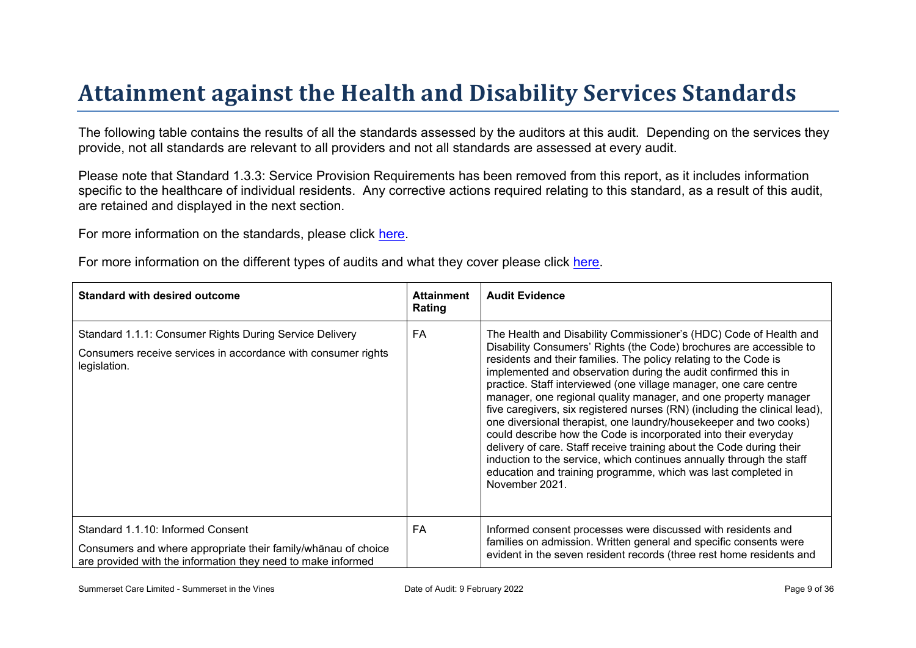# Attainment against the Health and Disability Services Standards

The following table contains the results of all the standards assessed by the auditors at this audit. Depending on the services they provide, not all standards are relevant to all providers and not all standards are assessed at every audit.

Please note that Standard 1.3.3: Service Provision Requirements has been removed from this report, as it includes information specific to the healthcare of individual residents. Any corrective actions required relating to this standard, as a result of this audit, are retained and displayed in the next section.

For more information on the standards, please click here.

For more information on the different types of audits and what they cover please click here.

| Standard with desired outcome | Attainment Rating | Audit Evidence |
|---|---|---|
| Standard 1.1.1: Consumer Rights During Service Delivery<br><br>Consumers receive services in accordance with consumer rights legislation. | FA | The Health and Disability Commissioner's (HDC) Code of Health and Disability Consumers' Rights (the Code) brochures are accessible to residents and their families. The policy relating to the Code is implemented and observation during the audit confirmed this in practice. Staff interviewed (one village manager, one care centre manager, one regional quality manager, and one property manager five caregivers, six registered nurses (RN) (including the clinical lead), one diversional therapist, one laundry/housekeeper and two cooks) could describe how the Code is incorporated into their everyday delivery of care. Staff receive training about the Code during their induction to the service, which continues annually through the staff education and training programme, which was last completed in November 2021. |
| Standard 1.1.10: Informed Consent<br><br>Consumers and where appropriate their family/whānau of choice are provided with the information they need to make informed | FA | Informed consent processes were discussed with residents and families on admission. Written general and specific consents were evident in the seven resident records (three rest home residents and |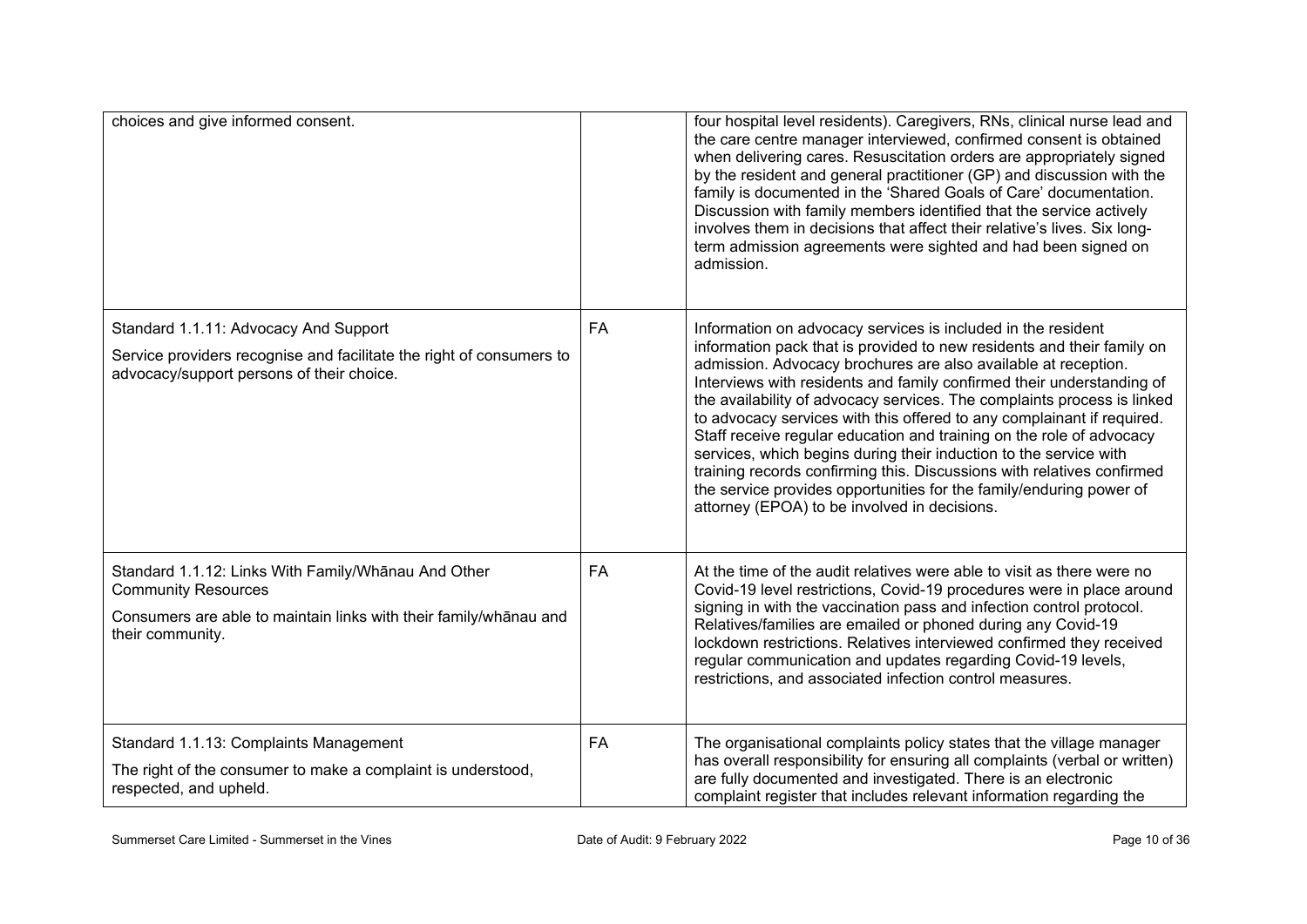| | | |
|---|---|---|
| choices and give informed consent. | | four hospital level residents). Caregivers, RNs, clinical nurse lead and the care centre manager interviewed, confirmed consent is obtained when delivering cares. Resuscitation orders are appropriately signed by the resident and general practitioner (GP) and discussion with the family is documented in the 'Shared Goals of Care' documentation. Discussion with family members identified that the service actively involves them in decisions that affect their relative's lives. Six long-term admission agreements were sighted and had been signed on admission. |
| Standard 1.1.11: Advocacy And Support<br><br>Service providers recognise and facilitate the right of consumers to advocacy/support persons of their choice. | FA | Information on advocacy services is included in the resident information pack that is provided to new residents and their family on admission. Advocacy brochures are also available at reception. Interviews with residents and family confirmed their understanding of the availability of advocacy services. The complaints process is linked to advocacy services with this offered to any complainant if required. Staff receive regular education and training on the role of advocacy services, which begins during their induction to the service with training records confirming this. Discussions with relatives confirmed the service provides opportunities for the family/enduring power of attorney (EPOA) to be involved in decisions. |
| Standard 1.1.12: Links With Family/Whānau And Other Community Resources<br><br>Consumers are able to maintain links with their family/whānau and their community. | FA | At the time of the audit relatives were able to visit as there were no Covid-19 level restrictions, Covid-19 procedures were in place around signing in with the vaccination pass and infection control protocol. Relatives/families are emailed or phoned during any Covid-19 lockdown restrictions. Relatives interviewed confirmed they received regular communication and updates regarding Covid-19 levels, restrictions, and associated infection control measures. |
| Standard 1.1.13: Complaints Management<br><br>The right of the consumer to make a complaint is understood, respected, and upheld. | FA | The organisational complaints policy states that the village manager has overall responsibility for ensuring all complaints (verbal or written) are fully documented and investigated. There is an electronic complaint register that includes relevant information regarding the |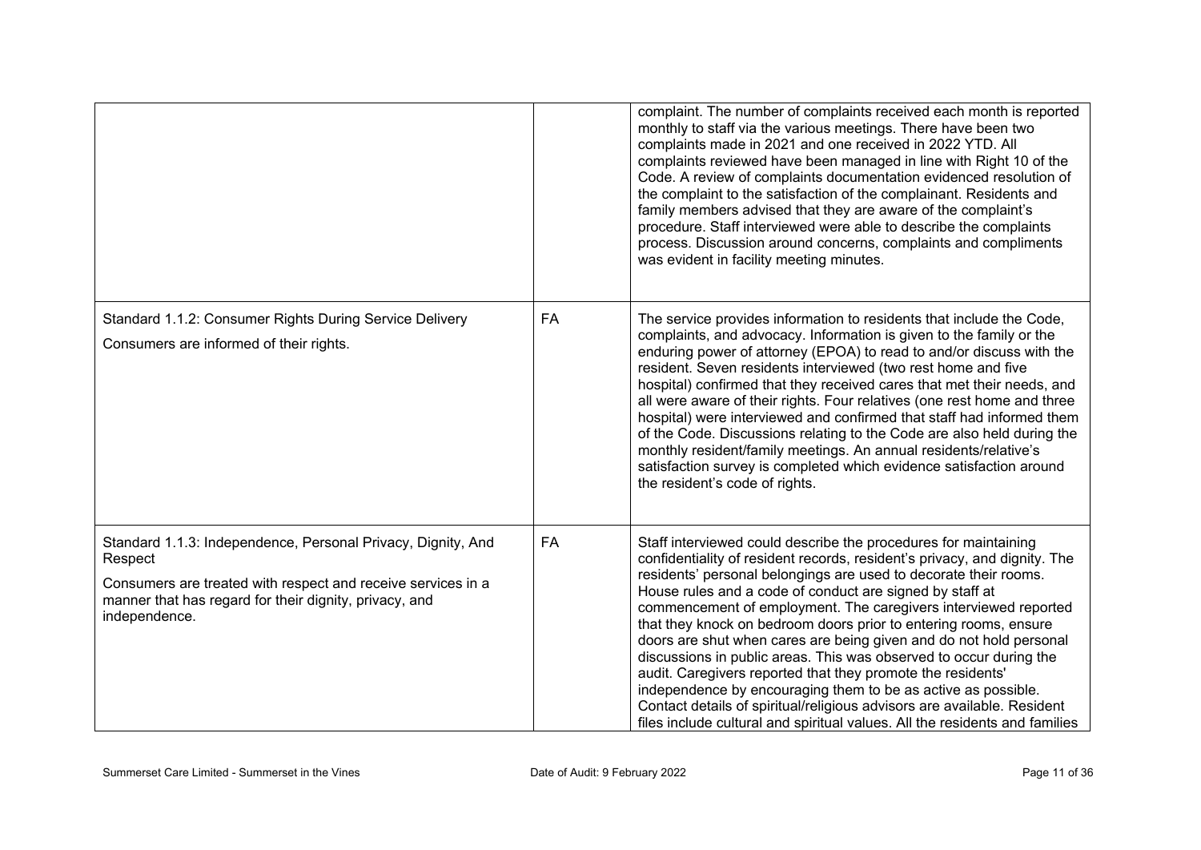| | | |
|---|---|---|
| | | complaint. The number of complaints received each month is reported monthly to staff via the various meetings. There have been two complaints made in 2021 and one received in 2022 YTD. All complaints reviewed have been managed in line with Right 10 of the Code. A review of complaints documentation evidenced resolution of the complaint to the satisfaction of the complainant. Residents and family members advised that they are aware of the complaint's procedure. Staff interviewed were able to describe the complaints process. Discussion around concerns, complaints and compliments was evident in facility meeting minutes. |
| Standard 1.1.2: Consumer Rights During Service Delivery<br><br>Consumers are informed of their rights. | FA | The service provides information to residents that include the Code, complaints, and advocacy. Information is given to the family or the enduring power of attorney (EPOA) to read to and/or discuss with the resident. Seven residents interviewed (two rest home and five hospital) confirmed that they received cares that met their needs, and all were aware of their rights. Four relatives (one rest home and three hospital) were interviewed and confirmed that staff had informed them of the Code. Discussions relating to the Code are also held during the monthly resident/family meetings. An annual residents/relative's satisfaction survey is completed which evidence satisfaction around the resident's code of rights. |
| Standard 1.1.3: Independence, Personal Privacy, Dignity, And Respect<br><br>Consumers are treated with respect and receive services in a manner that has regard for their dignity, privacy, and independence. | FA | Staff interviewed could describe the procedures for maintaining confidentiality of resident records, resident's privacy, and dignity. The residents' personal belongings are used to decorate their rooms. House rules and a code of conduct are signed by staff at commencement of employment. The caregivers interviewed reported that they knock on bedroom doors prior to entering rooms, ensure doors are shut when cares are being given and do not hold personal discussions in public areas. This was observed to occur during the audit. Caregivers reported that they promote the residents' independence by encouraging them to be as active as possible. Contact details of spiritual/religious advisors are available. Resident files include cultural and spiritual values. All the residents and families |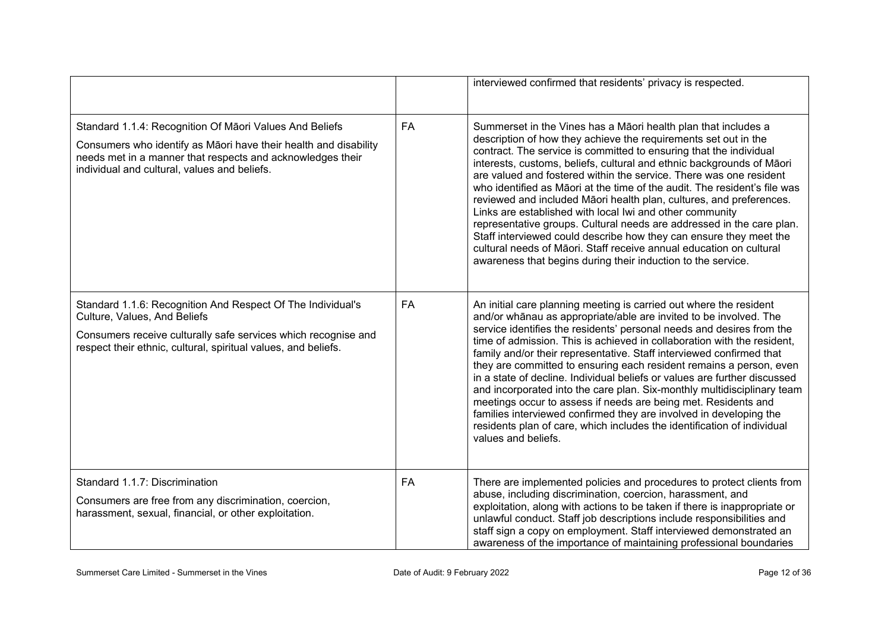| | | |
|---|---|---|
| | | interviewed confirmed that residents' privacy is respected. |
| Standard 1.1.4: Recognition Of Māori Values And Beliefs<br><br>Consumers who identify as Māori have their health and disability needs met in a manner that respects and acknowledges their individual and cultural, values and beliefs. | FA | Summerset in the Vines has a Māori health plan that includes a description of how they achieve the requirements set out in the contract. The service is committed to ensuring that the individual interests, customs, beliefs, cultural and ethnic backgrounds of Māori are valued and fostered within the service. There was one resident who identified as Māori at the time of the audit. The resident's file was reviewed and included Māori health plan, cultures, and preferences. Links are established with local Iwi and other community representative groups. Cultural needs are addressed in the care plan. Staff interviewed could describe how they can ensure they meet the cultural needs of Māori. Staff receive annual education on cultural awareness that begins during their induction to the service. |
| Standard 1.1.6: Recognition And Respect Of The Individual's Culture, Values, And Beliefs<br><br>Consumers receive culturally safe services which recognise and respect their ethnic, cultural, spiritual values, and beliefs. | FA | An initial care planning meeting is carried out where the resident and/or whānau as appropriate/able are invited to be involved. The service identifies the residents' personal needs and desires from the time of admission. This is achieved in collaboration with the resident, family and/or their representative. Staff interviewed confirmed that they are committed to ensuring each resident remains a person, even in a state of decline. Individual beliefs or values are further discussed and incorporated into the care plan. Six-monthly multidisciplinary team meetings occur to assess if needs are being met. Residents and families interviewed confirmed they are involved in developing the residents plan of care, which includes the identification of individual values and beliefs. |
| Standard 1.1.7: Discrimination<br><br>Consumers are free from any discrimination, coercion, harassment, sexual, financial, or other exploitation. | FA | There are implemented policies and procedures to protect clients from abuse, including discrimination, coercion, harassment, and exploitation, along with actions to be taken if there is inappropriate or unlawful conduct. Staff job descriptions include responsibilities and staff sign a copy on employment. Staff interviewed demonstrated an awareness of the importance of maintaining professional boundaries |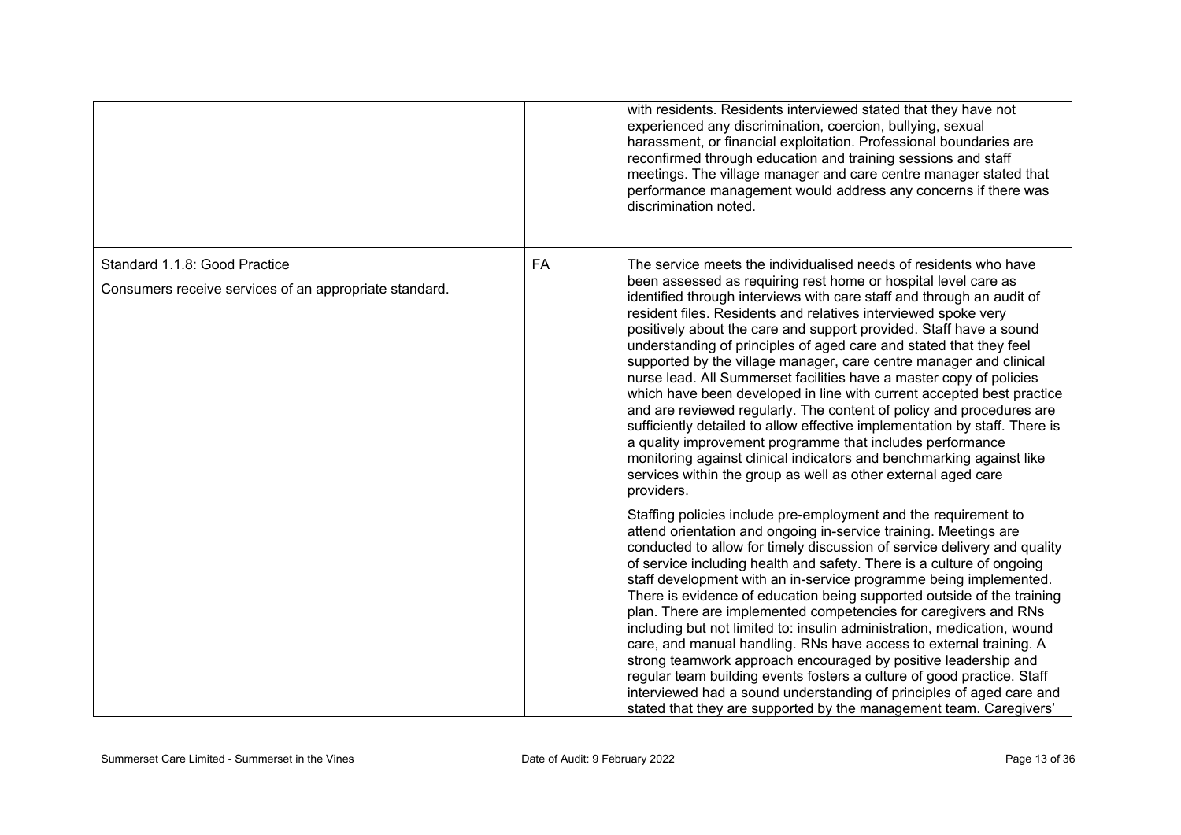| | | |
|---|---|---|
| | | with residents. Residents interviewed stated that they have not experienced any discrimination, coercion, bullying, sexual harassment, or financial exploitation. Professional boundaries are reconfirmed through education and training sessions and staff meetings. The village manager and care centre manager stated that performance management would address any concerns if there was discrimination noted. |
| Standard 1.1.8: Good Practice<br><br>Consumers receive services of an appropriate standard. | FA | The service meets the individualised needs of residents who have been assessed as requiring rest home or hospital level care as identified through interviews with care staff and through an audit of resident files. Residents and relatives interviewed spoke very positively about the care and support provided. Staff have a sound understanding of principles of aged care and stated that they feel supported by the village manager, care centre manager and clinical nurse lead. All Summerset facilities have a master copy of policies which have been developed in line with current accepted best practice and are reviewed regularly. The content of policy and procedures are sufficiently detailed to allow effective implementation by staff. There is a quality improvement programme that includes performance monitoring against clinical indicators and benchmarking against like services within the group as well as other external aged care providers.<br><br>Staffing policies include pre-employment and the requirement to attend orientation and ongoing in-service training. Meetings are conducted to allow for timely discussion of service delivery and quality of service including health and safety. There is a culture of ongoing staff development with an in-service programme being implemented. There is evidence of education being supported outside of the training plan. There are implemented competencies for caregivers and RNs including but not limited to: insulin administration, medication, wound care, and manual handling. RNs have access to external training. A strong teamwork approach encouraged by positive leadership and regular team building events fosters a culture of good practice. Staff interviewed had a sound understanding of principles of aged care and stated that they are supported by the management team. Caregivers' |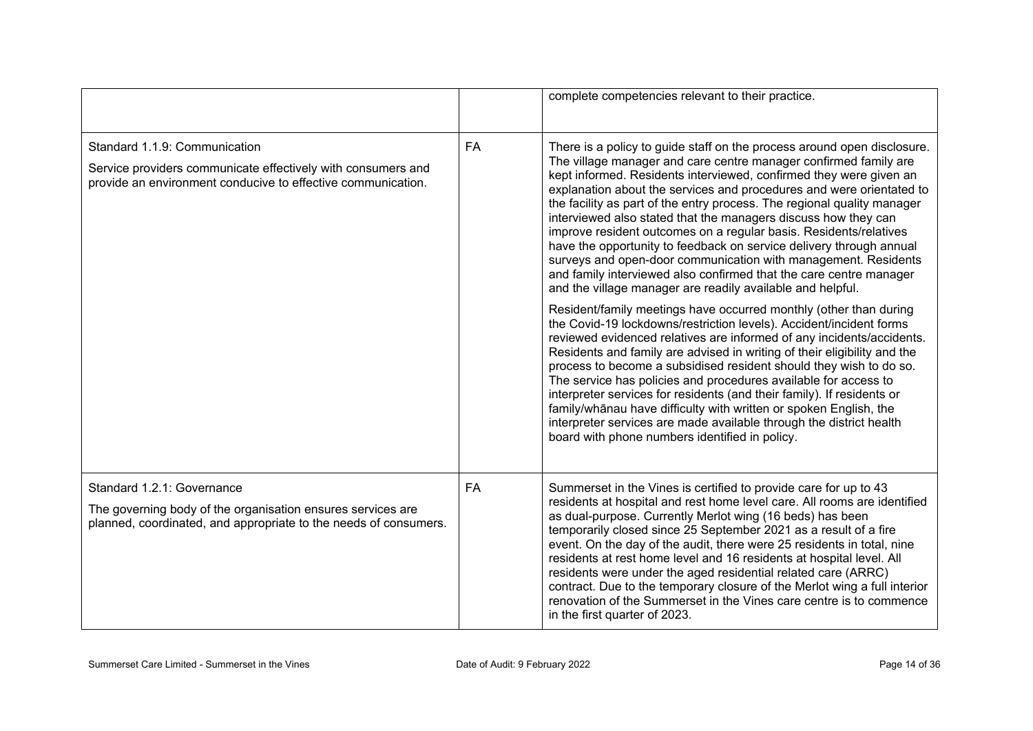| | | |
|---|---|---|
| | | complete competencies relevant to their practice. |
| Standard 1.1.9: Communication<br><br>Service providers communicate effectively with consumers and provide an environment conducive to effective communication. | FA | There is a policy to guide staff on the process around open disclosure. The village manager and care centre manager confirmed family are kept informed. Residents interviewed, confirmed they were given an explanation about the services and procedures and were orientated to the facility as part of the entry process. The regional quality manager interviewed also stated that the managers discuss how they can improve resident outcomes on a regular basis. Residents/relatives have the opportunity to feedback on service delivery through annual surveys and open-door communication with management. Residents and family interviewed also confirmed that the care centre manager and the village manager are readily available and helpful.<br><br>Resident/family meetings have occurred monthly (other than during the Covid-19 lockdowns/restriction levels). Accident/incident forms reviewed evidenced relatives are informed of any incidents/accidents. Residents and family are advised in writing of their eligibility and the process to become a subsidised resident should they wish to do so. The service has policies and procedures available for access to interpreter services for residents (and their family). If residents or family/whānau have difficulty with written or spoken English, the interpreter services are made available through the district health board with phone numbers identified in policy. |
| Standard 1.2.1: Governance<br><br>The governing body of the organisation ensures services are planned, coordinated, and appropriate to the needs of consumers. | FA | Summerset in the Vines is certified to provide care for up to 43 residents at hospital and rest home level care. All rooms are identified as dual-purpose. Currently Merlot wing (16 beds) has been temporarily closed since 25 September 2021 as a result of a fire event. On the day of the audit, there were 25 residents in total, nine residents at rest home level and 16 residents at hospital level. All residents were under the aged residential related care (ARRC) contract. Due to the temporary closure of the Merlot wing a full interior renovation of the Summerset in the Vines care centre is to commence in the first quarter of 2023. |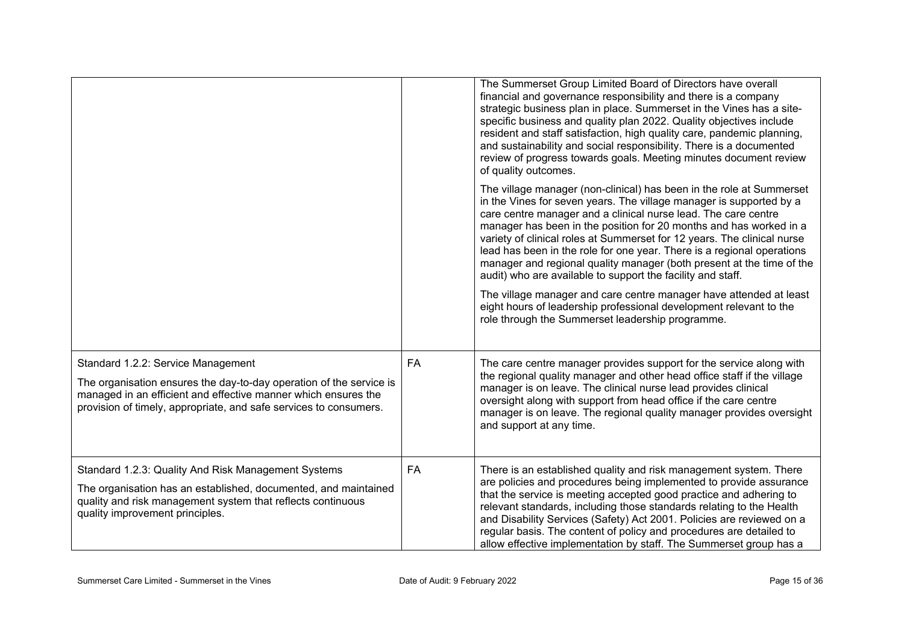| | | |
|---|---|---|
| | | The Summerset Group Limited Board of Directors have overall financial and governance responsibility and there is a company strategic business plan in place. Summerset in the Vines has a site-specific business and quality plan 2022. Quality objectives include resident and staff satisfaction, high quality care, pandemic planning, and sustainability and social responsibility. There is a documented review of progress towards goals. Meeting minutes document review of quality outcomes.<br><br>The village manager (non-clinical) has been in the role at Summerset in the Vines for seven years. The village manager is supported by a care centre manager and a clinical nurse lead. The care centre manager has been in the position for 20 months and has worked in a variety of clinical roles at Summerset for 12 years. The clinical nurse lead has been in the role for one year. There is a regional operations manager and regional quality manager (both present at the time of the audit) who are available to support the facility and staff.<br><br>The village manager and care centre manager have attended at least eight hours of leadership professional development relevant to the role through the Summerset leadership programme. |
| Standard 1.2.2: Service Management<br><br>The organisation ensures the day-to-day operation of the service is managed in an efficient and effective manner which ensures the provision of timely, appropriate, and safe services to consumers. | FA | The care centre manager provides support for the service along with the regional quality manager and other head office staff if the village manager is on leave. The clinical nurse lead provides clinical oversight along with support from head office if the care centre manager is on leave. The regional quality manager provides oversight and support at any time. |
| Standard 1.2.3: Quality And Risk Management Systems<br><br>The organisation has an established, documented, and maintained quality and risk management system that reflects continuous quality improvement principles. | FA | There is an established quality and risk management system. There are policies and procedures being implemented to provide assurance that the service is meeting accepted good practice and adhering to relevant standards, including those standards relating to the Health and Disability Services (Safety) Act 2001. Policies are reviewed on a regular basis. The content of policy and procedures are detailed to allow effective implementation by staff. The Summerset group has a |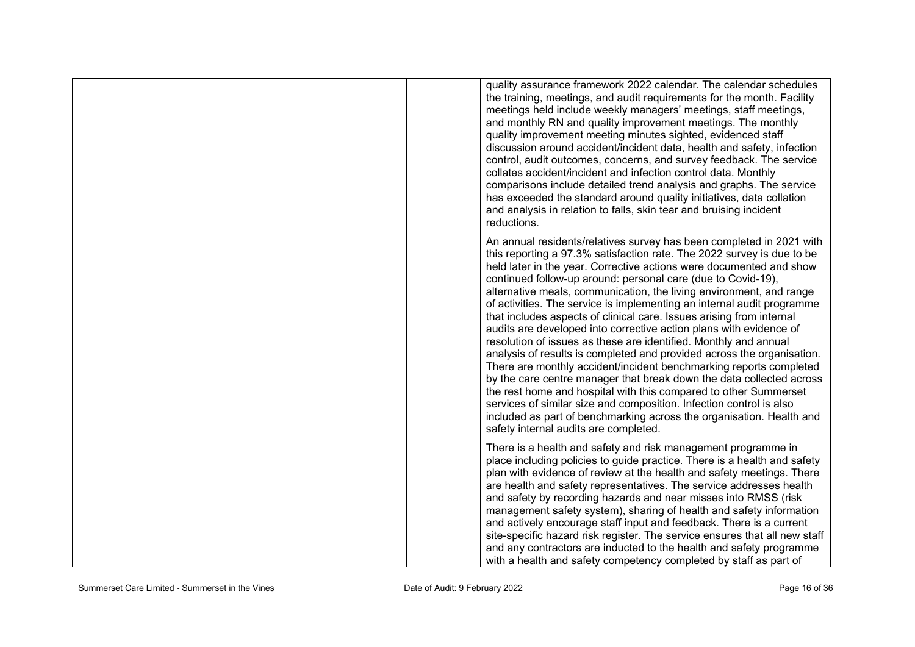| | | |
|---|---|---|
| | | quality assurance framework 2022 calendar. The calendar schedules the training, meetings, and audit requirements for the month. Facility meetings held include weekly managers' meetings, staff meetings, and monthly RN and quality improvement meetings. The monthly quality improvement meeting minutes sighted, evidenced staff discussion around accident/incident data, health and safety, infection control, audit outcomes, concerns, and survey feedback. The service collates accident/incident and infection control data. Monthly comparisons include detailed trend analysis and graphs. The service has exceeded the standard around quality initiatives, data collation and analysis in relation to falls, skin tear and bruising incident reductions.<br><br>An annual residents/relatives survey has been completed in 2021 with this reporting a 97.3% satisfaction rate. The 2022 survey is due to be held later in the year. Corrective actions were documented and show continued follow-up around: personal care (due to Covid-19), alternative meals, communication, the living environment, and range of activities. The service is implementing an internal audit programme that includes aspects of clinical care. Issues arising from internal audits are developed into corrective action plans with evidence of resolution of issues as these are identified. Monthly and annual analysis of results is completed and provided across the organisation. There are monthly accident/incident benchmarking reports completed by the care centre manager that break down the data collected across the rest home and hospital with this compared to other Summerset services of similar size and composition. Infection control is also included as part of benchmarking across the organisation. Health and safety internal audits are completed.<br><br>There is a health and safety and risk management programme in place including policies to guide practice. There is a health and safety plan with evidence of review at the health and safety meetings. There are health and safety representatives. The service addresses health and safety by recording hazards and near misses into RMSS (risk management safety system), sharing of health and safety information and actively encourage staff input and feedback. There is a current site-specific hazard risk register. The service ensures that all new staff and any contractors are inducted to the health and safety programme with a health and safety competency completed by staff as part of |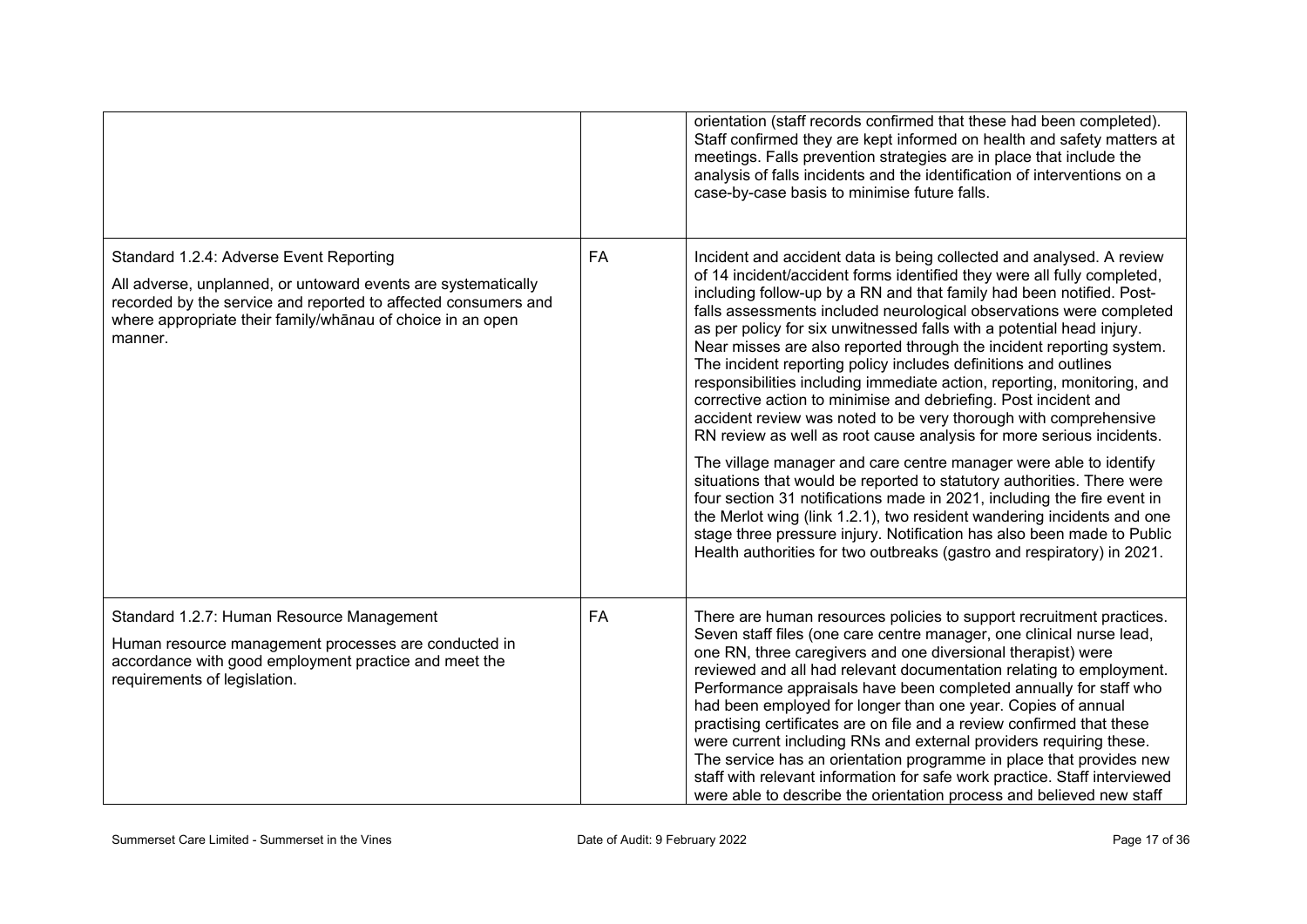| | | |
|---|---|---|
| | | orientation (staff records confirmed that these had been completed). Staff confirmed they are kept informed on health and safety matters at meetings. Falls prevention strategies are in place that include the analysis of falls incidents and the identification of interventions on a case-by-case basis to minimise future falls. |
| Standard 1.2.4: Adverse Event Reporting<br><br>All adverse, unplanned, or untoward events are systematically recorded by the service and reported to affected consumers and where appropriate their family/whānau of choice in an open manner. | FA | Incident and accident data is being collected and analysed. A review of 14 incident/accident forms identified they were all fully completed, including follow-up by a RN and that family had been notified. Post-falls assessments included neurological observations were completed as per policy for six unwitnessed falls with a potential head injury. Near misses are also reported through the incident reporting system. The incident reporting policy includes definitions and outlines responsibilities including immediate action, reporting, monitoring, and corrective action to minimise and debriefing. Post incident and accident review was noted to be very thorough with comprehensive RN review as well as root cause analysis for more serious incidents.<br><br>The village manager and care centre manager were able to identify situations that would be reported to statutory authorities. There were four section 31 notifications made in 2021, including the fire event in the Merlot wing (link 1.2.1), two resident wandering incidents and one stage three pressure injury. Notification has also been made to Public Health authorities for two outbreaks (gastro and respiratory) in 2021. |
| Standard 1.2.7: Human Resource Management<br><br>Human resource management processes are conducted in accordance with good employment practice and meet the requirements of legislation. | FA | There are human resources policies to support recruitment practices. Seven staff files (one care centre manager, one clinical nurse lead, one RN, three caregivers and one diversional therapist) were reviewed and all had relevant documentation relating to employment. Performance appraisals have been completed annually for staff who had been employed for longer than one year. Copies of annual practising certificates are on file and a review confirmed that these were current including RNs and external providers requiring these. The service has an orientation programme in place that provides new staff with relevant information for safe work practice. Staff interviewed were able to describe the orientation process and believed new staff |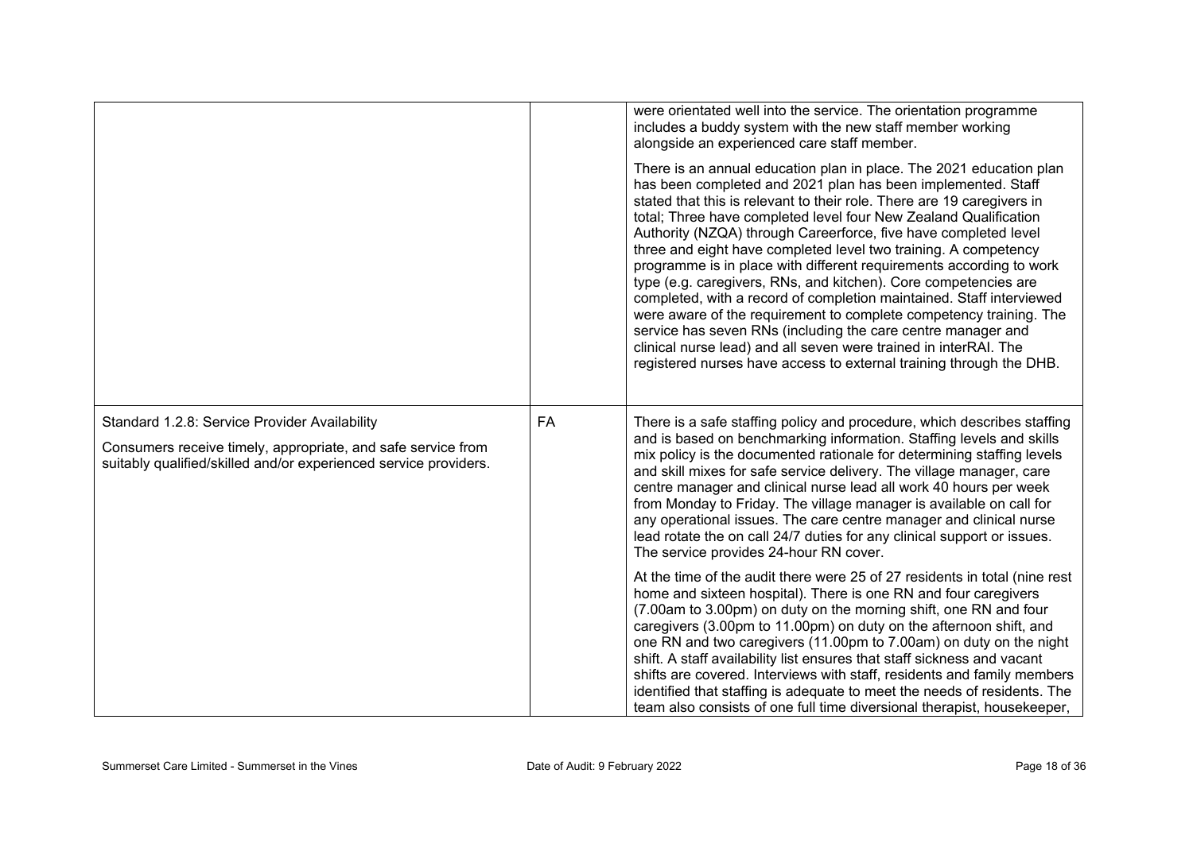| | | |
|---|---|---|
| | | were orientated well into the service. The orientation programme includes a buddy system with the new staff member working alongside an experienced care staff member.<br><br>There is an annual education plan in place. The 2021 education plan has been completed and 2021 plan has been implemented. Staff stated that this is relevant to their role. There are 19 caregivers in total; Three have completed level four New Zealand Qualification Authority (NZQA) through Careerforce, five have completed level three and eight have completed level two training. A competency programme is in place with different requirements according to work type (e.g. caregivers, RNs, and kitchen). Core competencies are completed, with a record of completion maintained. Staff interviewed were aware of the requirement to complete competency training. The service has seven RNs (including the care centre manager and clinical nurse lead) and all seven were trained in interRAI. The registered nurses have access to external training through the DHB. |
| Standard 1.2.8: Service Provider Availability<br><br>Consumers receive timely, appropriate, and safe service from suitably qualified/skilled and/or experienced service providers. | FA | There is a safe staffing policy and procedure, which describes staffing and is based on benchmarking information. Staffing levels and skills mix policy is the documented rationale for determining staffing levels and skill mixes for safe service delivery. The village manager, care centre manager and clinical nurse lead all work 40 hours per week from Monday to Friday. The village manager is available on call for any operational issues. The care centre manager and clinical nurse lead rotate the on call 24/7 duties for any clinical support or issues. The service provides 24-hour RN cover.<br><br>At the time of the audit there were 25 of 27 residents in total (nine rest home and sixteen hospital). There is one RN and four caregivers (7.00am to 3.00pm) on duty on the morning shift, one RN and four caregivers (3.00pm to 11.00pm) on duty on the afternoon shift, and one RN and two caregivers (11.00pm to 7.00am) on duty on the night shift. A staff availability list ensures that staff sickness and vacant shifts are covered. Interviews with staff, residents and family members identified that staffing is adequate to meet the needs of residents. The team also consists of one full time diversional therapist, housekeeper, |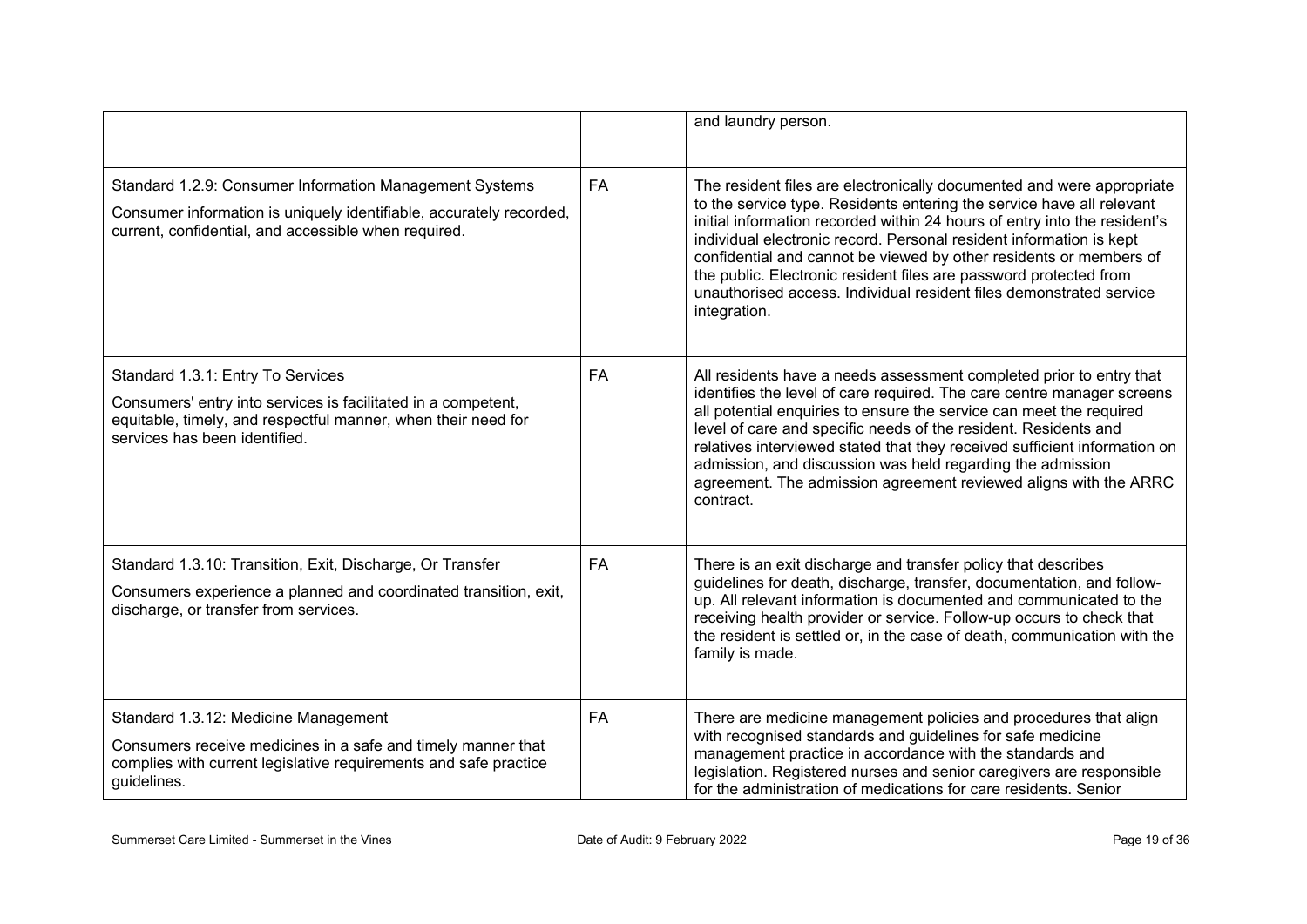| | | |
|---|---|---|
| | | and laundry person. |
| Standard 1.2.9: Consumer Information Management Systems<br><br>Consumer information is uniquely identifiable, accurately recorded, current, confidential, and accessible when required. | FA | The resident files are electronically documented and were appropriate to the service type. Residents entering the service have all relevant initial information recorded within 24 hours of entry into the resident's individual electronic record. Personal resident information is kept confidential and cannot be viewed by other residents or members of the public. Electronic resident files are password protected from unauthorised access. Individual resident files demonstrated service integration. |
| Standard 1.3.1: Entry To Services<br><br>Consumers' entry into services is facilitated in a competent, equitable, timely, and respectful manner, when their need for services has been identified. | FA | All residents have a needs assessment completed prior to entry that identifies the level of care required. The care centre manager screens all potential enquiries to ensure the service can meet the required level of care and specific needs of the resident. Residents and relatives interviewed stated that they received sufficient information on admission, and discussion was held regarding the admission agreement. The admission agreement reviewed aligns with the ARRC contract. |
| Standard 1.3.10: Transition, Exit, Discharge, Or Transfer<br><br>Consumers experience a planned and coordinated transition, exit, discharge, or transfer from services. | FA | There is an exit discharge and transfer policy that describes guidelines for death, discharge, transfer, documentation, and follow-up. All relevant information is documented and communicated to the receiving health provider or service. Follow-up occurs to check that the resident is settled or, in the case of death, communication with the family is made. |
| Standard 1.3.12: Medicine Management<br><br>Consumers receive medicines in a safe and timely manner that complies with current legislative requirements and safe practice guidelines. | FA | There are medicine management policies and procedures that align with recognised standards and guidelines for safe medicine management practice in accordance with the standards and legislation. Registered nurses and senior caregivers are responsible for the administration of medications for care residents. Senior |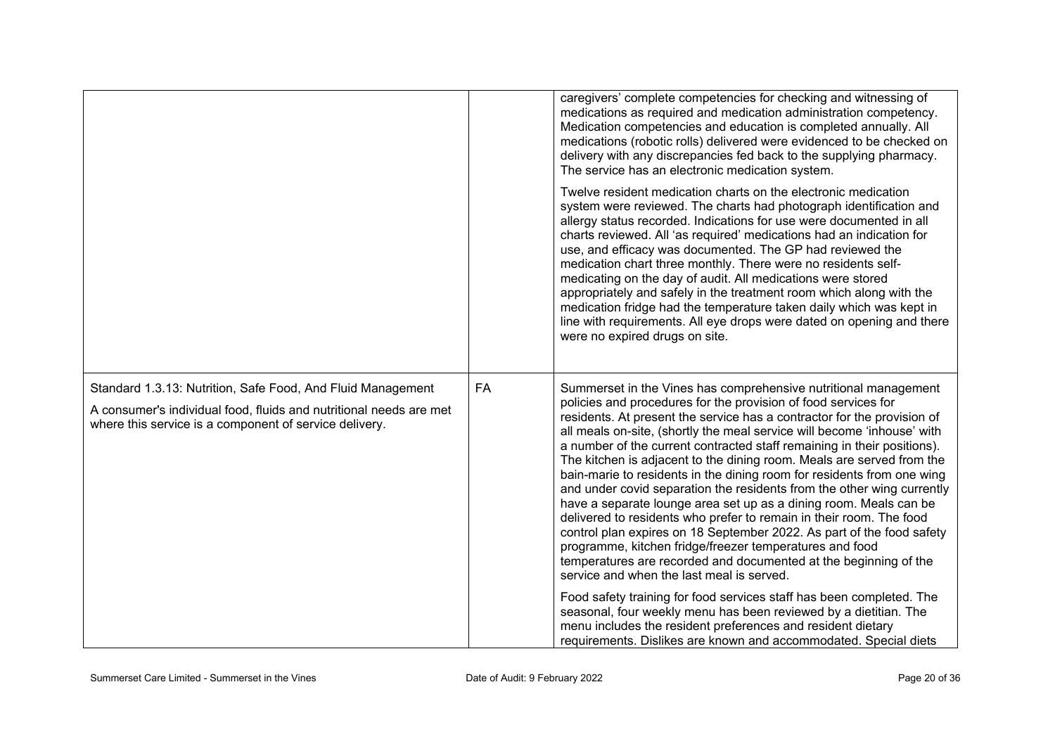| | | |
|---|---|---|
| | | caregivers' complete competencies for checking and witnessing of medications as required and medication administration competency. Medication competencies and education is completed annually. All medications (robotic rolls) delivered were evidenced to be checked on delivery with any discrepancies fed back to the supplying pharmacy. The service has an electronic medication system.<br><br>Twelve resident medication charts on the electronic medication system were reviewed. The charts had photograph identification and allergy status recorded. Indications for use were documented in all charts reviewed. All 'as required' medications had an indication for use, and efficacy was documented. The GP had reviewed the medication chart three monthly. There were no residents self-medicating on the day of audit. All medications were stored appropriately and safely in the treatment room which along with the medication fridge had the temperature taken daily which was kept in line with requirements. All eye drops were dated on opening and there were no expired drugs on site. |
| Standard 1.3.13: Nutrition, Safe Food, And Fluid Management<br><br>A consumer's individual food, fluids and nutritional needs are met where this service is a component of service delivery. | FA | Summerset in the Vines has comprehensive nutritional management policies and procedures for the provision of food services for residents. At present the service has a contractor for the provision of all meals on-site, (shortly the meal service will become 'inhouse' with a number of the current contracted staff remaining in their positions). The kitchen is adjacent to the dining room. Meals are served from the bain-marie to residents in the dining room for residents from one wing and under covid separation the residents from the other wing currently have a separate lounge area set up as a dining room. Meals can be delivered to residents who prefer to remain in their room. The food control plan expires on 18 September 2022. As part of the food safety programme, kitchen fridge/freezer temperatures and food temperatures are recorded and documented at the beginning of the service and when the last meal is served.<br><br>Food safety training for food services staff has been completed. The seasonal, four weekly menu has been reviewed by a dietitian. The menu includes the resident preferences and resident dietary requirements. Dislikes are known and accommodated. Special diets |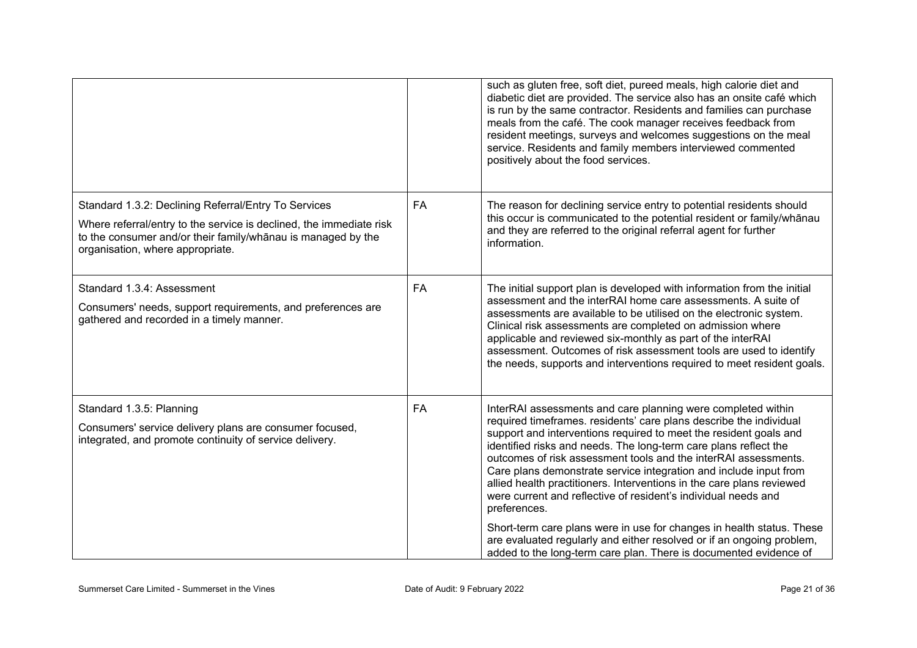| | | |
|---|---|---|
| | | such as gluten free, soft diet, pureed meals, high calorie diet and diabetic diet are provided. The service also has an onsite café which is run by the same contractor. Residents and families can purchase meals from the café. The cook manager receives feedback from resident meetings, surveys and welcomes suggestions on the meal service. Residents and family members interviewed commented positively about the food services. |
| Standard 1.3.2: Declining Referral/Entry To Services<br><br>Where referral/entry to the service is declined, the immediate risk to the consumer and/or their family/whānau is managed by the organisation, where appropriate. | FA | The reason for declining service entry to potential residents should this occur is communicated to the potential resident or family/whānau and they are referred to the original referral agent for further information. |
| Standard 1.3.4: Assessment<br><br>Consumers' needs, support requirements, and preferences are gathered and recorded in a timely manner. | FA | The initial support plan is developed with information from the initial assessment and the interRAI home care assessments. A suite of assessments are available to be utilised on the electronic system. Clinical risk assessments are completed on admission where applicable and reviewed six-monthly as part of the interRAI assessment. Outcomes of risk assessment tools are used to identify the needs, supports and interventions required to meet resident goals. |
| Standard 1.3.5: Planning<br><br>Consumers' service delivery plans are consumer focused, integrated, and promote continuity of service delivery. | FA | InterRAI assessments and care planning were completed within required timeframes. residents' care plans describe the individual support and interventions required to meet the resident goals and identified risks and needs. The long-term care plans reflect the outcomes of risk assessment tools and the interRAI assessments. Care plans demonstrate service integration and include input from allied health practitioners. Interventions in the care plans reviewed were current and reflective of resident's individual needs and preferences.<br><br>Short-term care plans were in use for changes in health status. These are evaluated regularly and either resolved or if an ongoing problem, added to the long-term care plan. There is documented evidence of |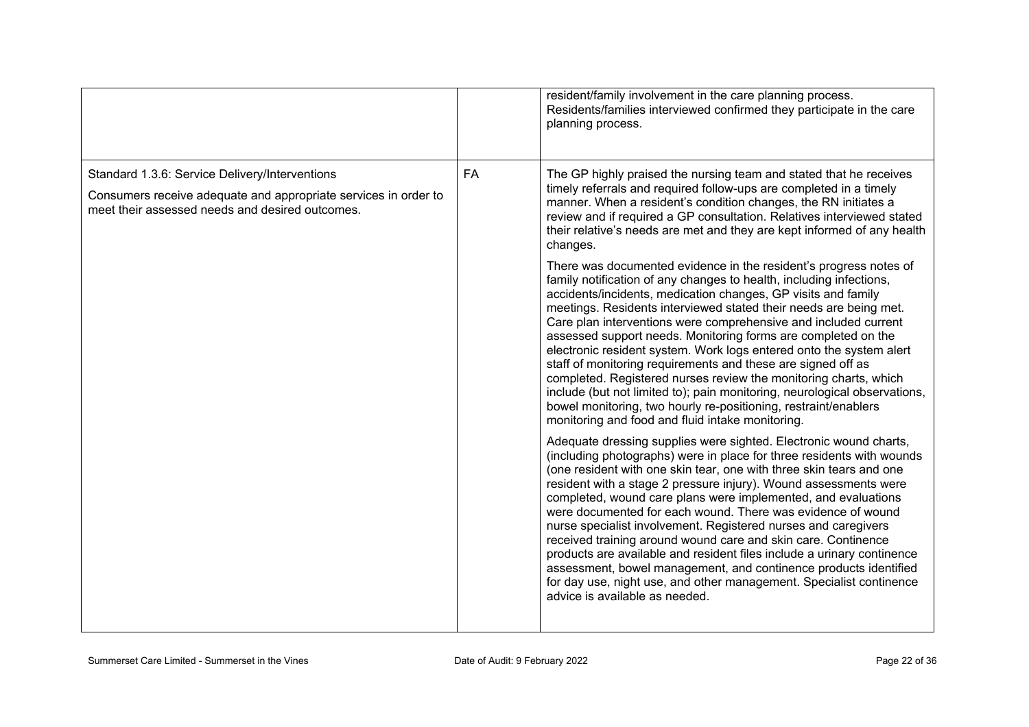| | | |
|---|---|---|
| | | resident/family involvement in the care planning process. Residents/families interviewed confirmed they participate in the care planning process. |
| Standard 1.3.6: Service Delivery/Interventions<br><br>Consumers receive adequate and appropriate services in order to meet their assessed needs and desired outcomes. | FA | The GP highly praised the nursing team and stated that he receives timely referrals and required follow-ups are completed in a timely manner. When a resident's condition changes, the RN initiates a review and if required a GP consultation. Relatives interviewed stated their relative's needs are met and they are kept informed of any health changes.<br><br>There was documented evidence in the resident's progress notes of family notification of any changes to health, including infections, accidents/incidents, medication changes, GP visits and family meetings. Residents interviewed stated their needs are being met. Care plan interventions were comprehensive and included current assessed support needs. Monitoring forms are completed on the electronic resident system. Work logs entered onto the system alert staff of monitoring requirements and these are signed off as completed. Registered nurses review the monitoring charts, which include (but not limited to); pain monitoring, neurological observations, bowel monitoring, two hourly re-positioning, restraint/enablers monitoring and food and fluid intake monitoring.<br><br>Adequate dressing supplies were sighted. Electronic wound charts, (including photographs) were in place for three residents with wounds (one resident with one skin tear, one with three skin tears and one resident with a stage 2 pressure injury). Wound assessments were completed, wound care plans were implemented, and evaluations were documented for each wound. There was evidence of wound nurse specialist involvement. Registered nurses and caregivers received training around wound care and skin care. Continence products are available and resident files include a urinary continence assessment, bowel management, and continence products identified for day use, night use, and other management. Specialist continence advice is available as needed. |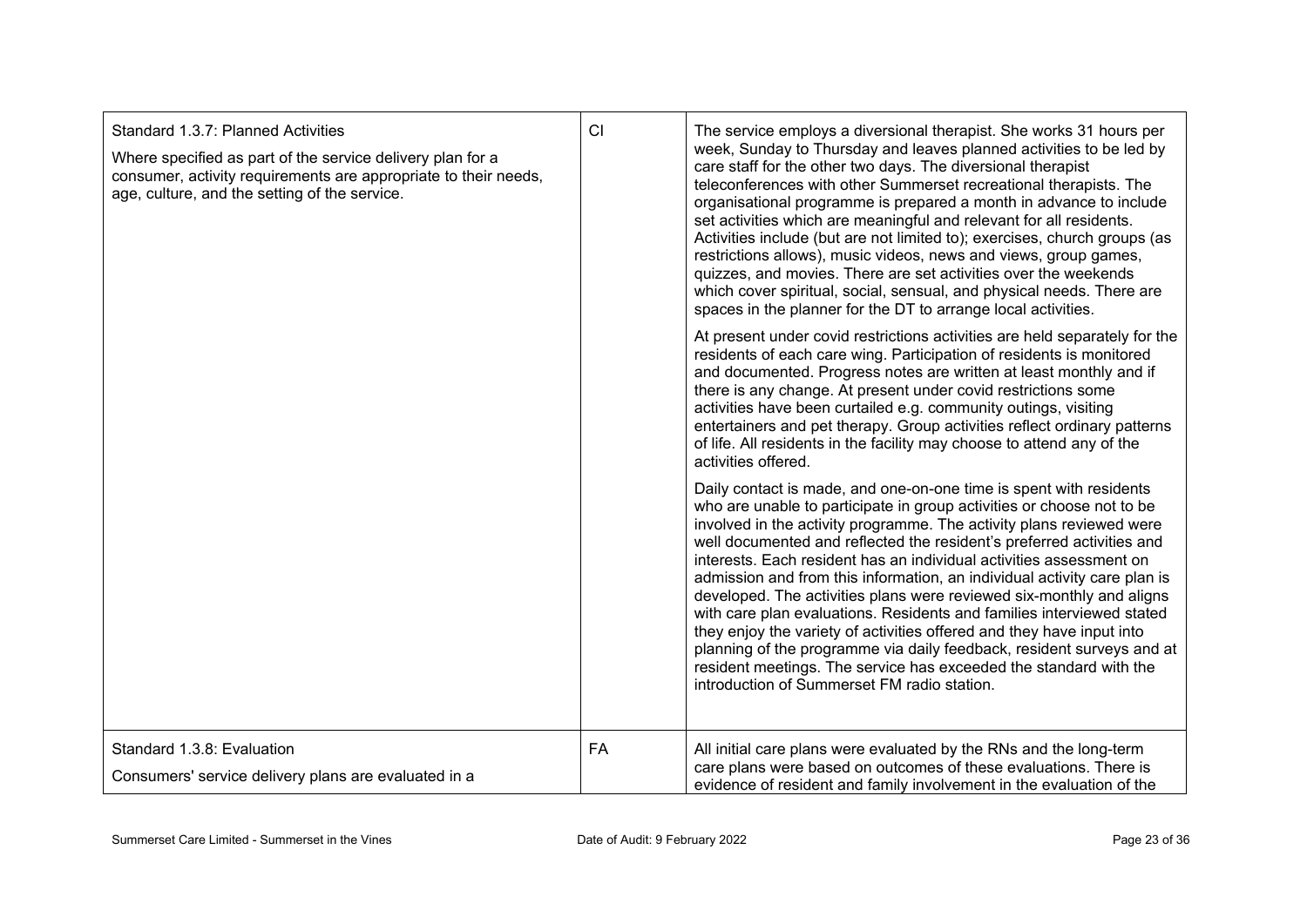| Standard | Rating | Evidence |
|---|---|---|
| Standard 1.3.7: Planned Activities<br><br>Where specified as part of the service delivery plan for a consumer, activity requirements are appropriate to their needs, age, culture, and the setting of the service. | CI | The service employs a diversional therapist. She works 31 hours per week, Sunday to Thursday and leaves planned activities to be led by care staff for the other two days. The diversional therapist teleconferences with other Summerset recreational therapists. The organisational programme is prepared a month in advance to include set activities which are meaningful and relevant for all residents. Activities include (but are not limited to); exercises, church groups (as restrictions allows), music videos, news and views, group games, quizzes, and movies. There are set activities over the weekends which cover spiritual, social, sensual, and physical needs. There are spaces in the planner for the DT to arrange local activities.<br><br>At present under covid restrictions activities are held separately for the residents of each care wing. Participation of residents is monitored and documented. Progress notes are written at least monthly and if there is any change. At present under covid restrictions some activities have been curtailed e.g. community outings, visiting entertainers and pet therapy. Group activities reflect ordinary patterns of life. All residents in the facility may choose to attend any of the activities offered.<br><br>Daily contact is made, and one-on-one time is spent with residents who are unable to participate in group activities or choose not to be involved in the activity programme. The activity plans reviewed were well documented and reflected the resident's preferred activities and interests. Each resident has an individual activities assessment on admission and from this information, an individual activity care plan is developed. The activities plans were reviewed six-monthly and aligns with care plan evaluations. Residents and families interviewed stated they enjoy the variety of activities offered and they have input into planning of the programme via daily feedback, resident surveys and at resident meetings. The service has exceeded the standard with the introduction of Summerset FM radio station. |
| Standard 1.3.8: Evaluation<br><br>Consumers' service delivery plans are evaluated in a | FA | All initial care plans were evaluated by the RNs and the long-term care plans were based on outcomes of these evaluations. There is evidence of resident and family involvement in the evaluation of the |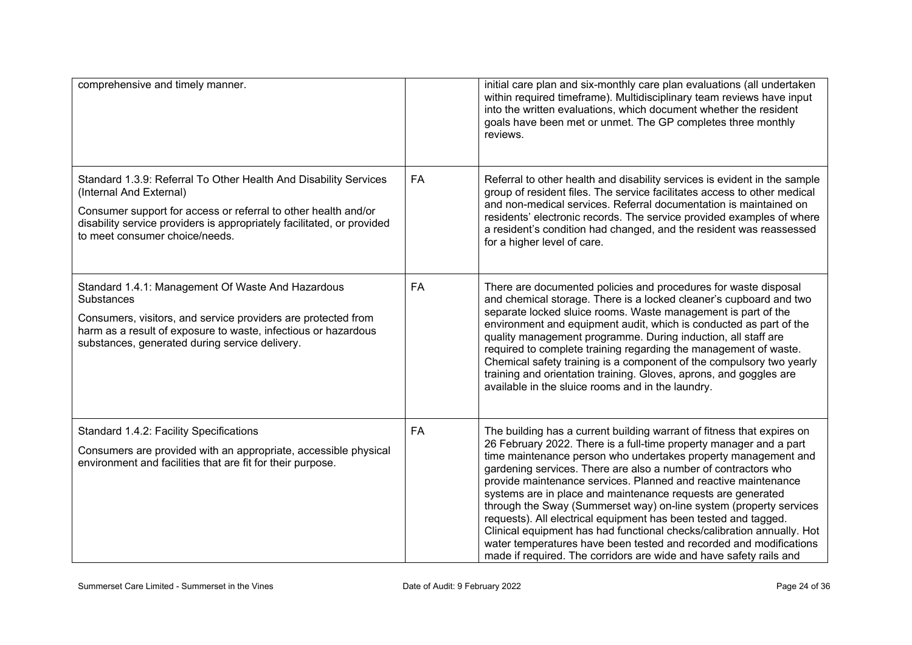| | | |
|---|---|---|
| comprehensive and timely manner. | | initial care plan and six-monthly care plan evaluations (all undertaken within required timeframe). Multidisciplinary team reviews have input into the written evaluations, which document whether the resident goals have been met or unmet. The GP completes three monthly reviews. |
| Standard 1.3.9: Referral To Other Health And Disability Services (Internal And External)<br><br>Consumer support for access or referral to other health and/or disability service providers is appropriately facilitated, or provided to meet consumer choice/needs. | FA | Referral to other health and disability services is evident in the sample group of resident files. The service facilitates access to other medical and non-medical services. Referral documentation is maintained on residents' electronic records. The service provided examples of where a resident's condition had changed, and the resident was reassessed for a higher level of care. |
| Standard 1.4.1: Management Of Waste And Hazardous Substances<br><br>Consumers, visitors, and service providers are protected from harm as a result of exposure to waste, infectious or hazardous substances, generated during service delivery. | FA | There are documented policies and procedures for waste disposal and chemical storage. There is a locked cleaner's cupboard and two separate locked sluice rooms. Waste management is part of the environment and equipment audit, which is conducted as part of the quality management programme. During induction, all staff are required to complete training regarding the management of waste. Chemical safety training is a component of the compulsory two yearly training and orientation training. Gloves, aprons, and goggles are available in the sluice rooms and in the laundry. |
| Standard 1.4.2: Facility Specifications<br><br>Consumers are provided with an appropriate, accessible physical environment and facilities that are fit for their purpose. | FA | The building has a current building warrant of fitness that expires on 26 February 2022. There is a full-time property manager and a part time maintenance person who undertakes property management and gardening services. There are also a number of contractors who provide maintenance services. Planned and reactive maintenance systems are in place and maintenance requests are generated through the Sway (Summerset way) on-line system (property services requests). All electrical equipment has been tested and tagged. Clinical equipment has had functional checks/calibration annually. Hot water temperatures have been tested and recorded and modifications made if required. The corridors are wide and have safety rails and |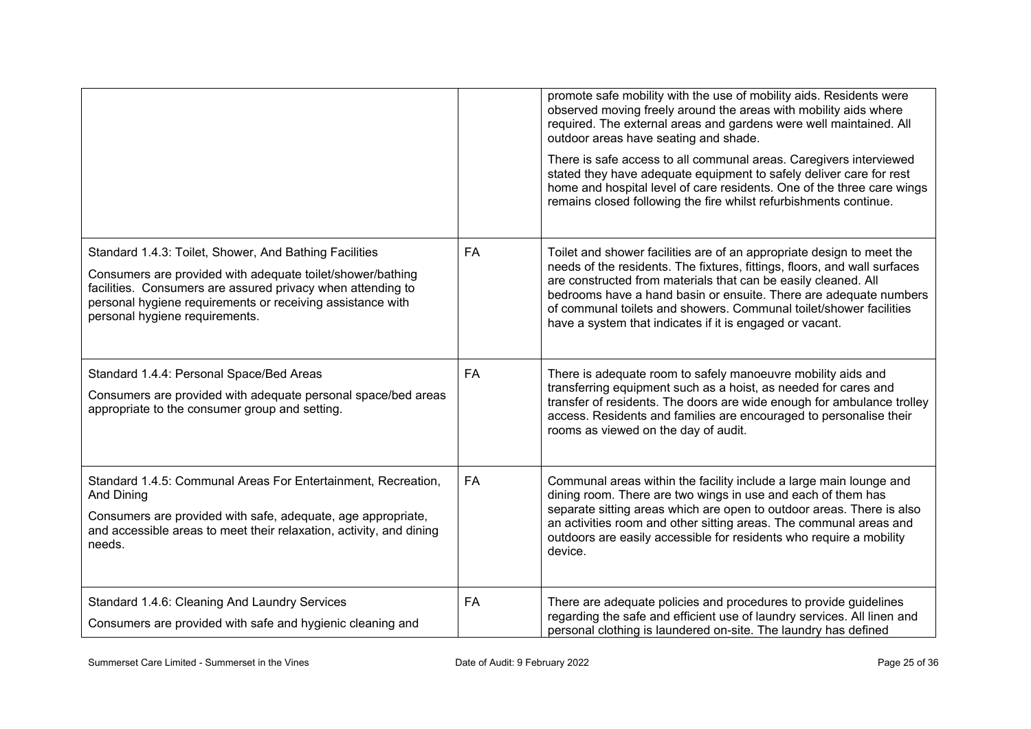| | | |
|---|---|---|
| | | promote safe mobility with the use of mobility aids. Residents were observed moving freely around the areas with mobility aids where required. The external areas and gardens were well maintained. All outdoor areas have seating and shade.<br><br>There is safe access to all communal areas. Caregivers interviewed stated they have adequate equipment to safely deliver care for rest home and hospital level of care residents. One of the three care wings remains closed following the fire whilst refurbishments continue. |
| Standard 1.4.3: Toilet, Shower, And Bathing Facilities<br><br>Consumers are provided with adequate toilet/shower/bathing facilities. Consumers are assured privacy when attending to personal hygiene requirements or receiving assistance with personal hygiene requirements. | FA | Toilet and shower facilities are of an appropriate design to meet the needs of the residents. The fixtures, fittings, floors, and wall surfaces are constructed from materials that can be easily cleaned. All bedrooms have a hand basin or ensuite. There are adequate numbers of communal toilets and showers. Communal toilet/shower facilities have a system that indicates if it is engaged or vacant. |
| Standard 1.4.4: Personal Space/Bed Areas<br><br>Consumers are provided with adequate personal space/bed areas appropriate to the consumer group and setting. | FA | There is adequate room to safely manoeuvre mobility aids and transferring equipment such as a hoist, as needed for cares and transfer of residents. The doors are wide enough for ambulance trolley access. Residents and families are encouraged to personalise their rooms as viewed on the day of audit. |
| Standard 1.4.5: Communal Areas For Entertainment, Recreation, And Dining<br><br>Consumers are provided with safe, adequate, age appropriate, and accessible areas to meet their relaxation, activity, and dining needs. | FA | Communal areas within the facility include a large main lounge and dining room. There are two wings in use and each of them has separate sitting areas which are open to outdoor areas. There is also an activities room and other sitting areas. The communal areas and outdoors are easily accessible for residents who require a mobility device. |
| Standard 1.4.6: Cleaning And Laundry Services<br><br>Consumers are provided with safe and hygienic cleaning and | FA | There are adequate policies and procedures to provide guidelines regarding the safe and efficient use of laundry services. All linen and personal clothing is laundered on-site. The laundry has defined |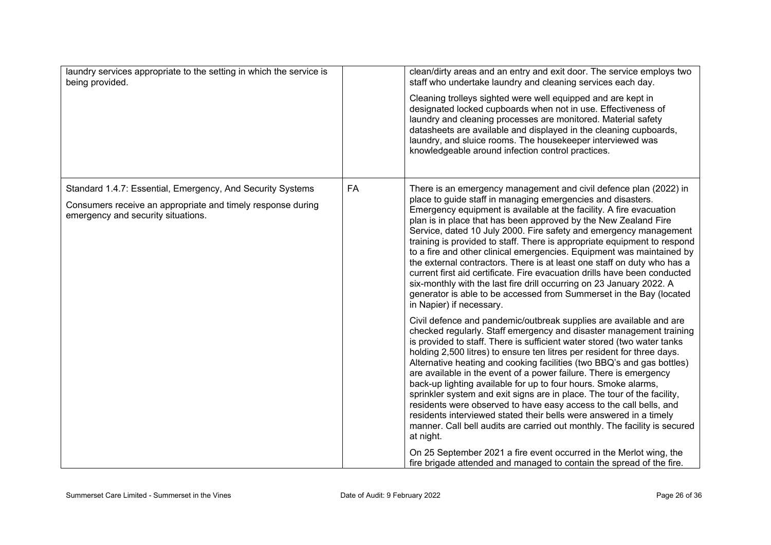| | | |
|---|---|---|
| laundry services appropriate to the setting in which the service is being provided. | | clean/dirty areas and an entry and exit door. The service employs two staff who undertake laundry and cleaning services each day.<br><br>Cleaning trolleys sighted were well equipped and are kept in designated locked cupboards when not in use. Effectiveness of laundry and cleaning processes are monitored. Material safety datasheets are available and displayed in the cleaning cupboards, laundry, and sluice rooms. The housekeeper interviewed was knowledgeable around infection control practices. |
| Standard 1.4.7: Essential, Emergency, And Security Systems<br><br>Consumers receive an appropriate and timely response during emergency and security situations. | FA | There is an emergency management and civil defence plan (2022) in place to guide staff in managing emergencies and disasters. Emergency equipment is available at the facility. A fire evacuation plan is in place that has been approved by the New Zealand Fire Service, dated 10 July 2000. Fire safety and emergency management training is provided to staff. There is appropriate equipment to respond to a fire and other clinical emergencies. Equipment was maintained by the external contractors. There is at least one staff on duty who has a current first aid certificate. Fire evacuation drills have been conducted six-monthly with the last fire drill occurring on 23 January 2022. A generator is able to be accessed from Summerset in the Bay (located in Napier) if necessary.<br><br>Civil defence and pandemic/outbreak supplies are available and are checked regularly. Staff emergency and disaster management training is provided to staff. There is sufficient water stored (two water tanks holding 2,500 litres) to ensure ten litres per resident for three days. Alternative heating and cooking facilities (two BBQ's and gas bottles) are available in the event of a power failure. There is emergency back-up lighting available for up to four hours. Smoke alarms, sprinkler system and exit signs are in place. The tour of the facility, residents were observed to have easy access to the call bells, and residents interviewed stated their bells were answered in a timely manner. Call bell audits are carried out monthly. The facility is secured at night.<br><br>On 25 September 2021 a fire event occurred in the Merlot wing, the fire brigade attended and managed to contain the spread of the fire. |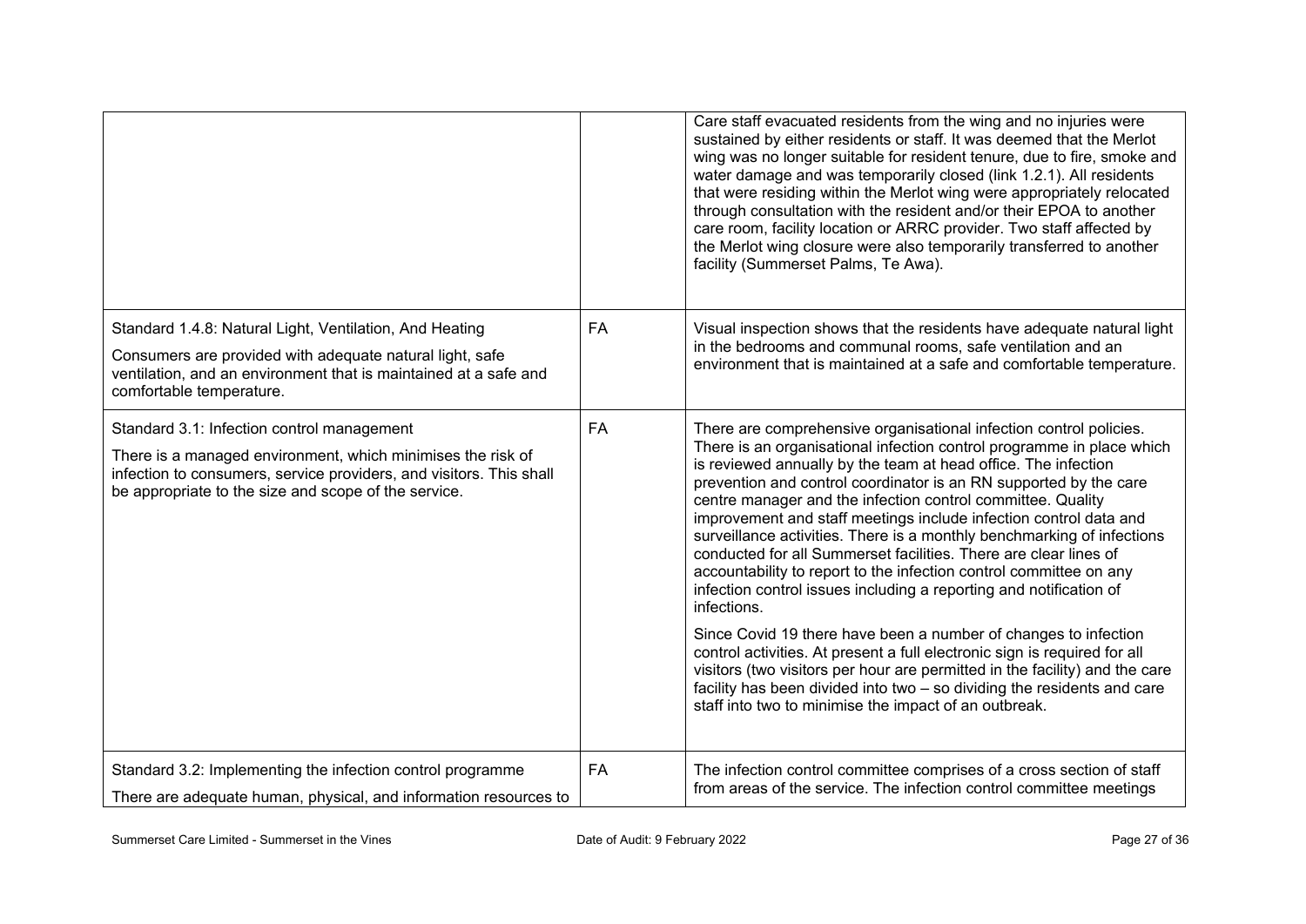| | | |
|---|---|---|
| | | Care staff evacuated residents from the wing and no injuries were sustained by either residents or staff. It was deemed that the Merlot wing was no longer suitable for resident tenure, due to fire, smoke and water damage and was temporarily closed (link 1.2.1). All residents that were residing within the Merlot wing were appropriately relocated through consultation with the resident and/or their EPOA to another care room, facility location or ARRC provider. Two staff affected by the Merlot wing closure were also temporarily transferred to another facility (Summerset Palms, Te Awa). |
| Standard 1.4.8: Natural Light, Ventilation, And Heating<br><br>Consumers are provided with adequate natural light, safe ventilation, and an environment that is maintained at a safe and comfortable temperature. | FA | Visual inspection shows that the residents have adequate natural light in the bedrooms and communal rooms, safe ventilation and an environment that is maintained at a safe and comfortable temperature. |
| Standard 3.1: Infection control management<br><br>There is a managed environment, which minimises the risk of infection to consumers, service providers, and visitors. This shall be appropriate to the size and scope of the service. | FA | There are comprehensive organisational infection control policies. There is an organisational infection control programme in place which is reviewed annually by the team at head office. The infection prevention and control coordinator is an RN supported by the care centre manager and the infection control committee. Quality improvement and staff meetings include infection control data and surveillance activities. There is a monthly benchmarking of infections conducted for all Summerset facilities. There are clear lines of accountability to report to the infection control committee on any infection control issues including a reporting and notification of infections.<br><br>Since Covid 19 there have been a number of changes to infection control activities. At present a full electronic sign is required for all visitors (two visitors per hour are permitted in the facility) and the care facility has been divided into two – so dividing the residents and care staff into two to minimise the impact of an outbreak. |
| Standard 3.2: Implementing the infection control programme<br><br>There are adequate human, physical, and information resources to | FA | The infection control committee comprises of a cross section of staff from areas of the service. The infection control committee meetings |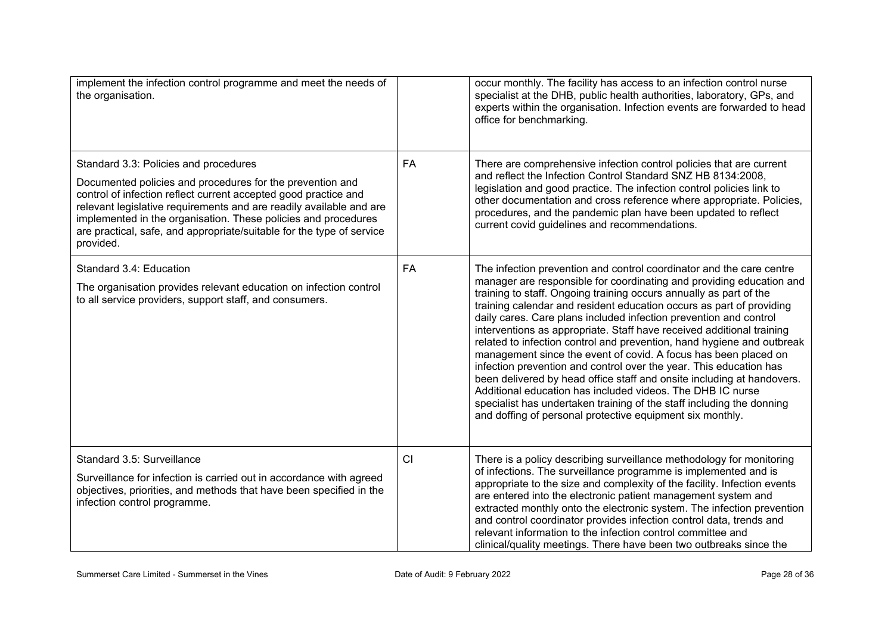| | | |
|---|---|---|
| implement the infection control programme and meet the needs of the organisation. | | occur monthly. The facility has access to an infection control nurse specialist at the DHB, public health authorities, laboratory, GPs, and experts within the organisation. Infection events are forwarded to head office for benchmarking. |
| Standard 3.3: Policies and procedures<br><br>Documented policies and procedures for the prevention and control of infection reflect current accepted good practice and relevant legislative requirements and are readily available and are implemented in the organisation. These policies and procedures are practical, safe, and appropriate/suitable for the type of service provided. | FA | There are comprehensive infection control policies that are current and reflect the Infection Control Standard SNZ HB 8134:2008, legislation and good practice. The infection control policies link to other documentation and cross reference where appropriate. Policies, procedures, and the pandemic plan have been updated to reflect current covid guidelines and recommendations. |
| Standard 3.4: Education<br><br>The organisation provides relevant education on infection control to all service providers, support staff, and consumers. | FA | The infection prevention and control coordinator and the care centre manager are responsible for coordinating and providing education and training to staff. Ongoing training occurs annually as part of the training calendar and resident education occurs as part of providing daily cares. Care plans included infection prevention and control interventions as appropriate. Staff have received additional training related to infection control and prevention, hand hygiene and outbreak management since the event of covid. A focus has been placed on infection prevention and control over the year. This education has been delivered by head office staff and onsite including at handovers. Additional education has included videos. The DHB IC nurse specialist has undertaken training of the staff including the donning and doffing of personal protective equipment six monthly. |
| Standard 3.5: Surveillance<br><br>Surveillance for infection is carried out in accordance with agreed objectives, priorities, and methods that have been specified in the infection control programme. | CI | There is a policy describing surveillance methodology for monitoring of infections. The surveillance programme is implemented and is appropriate to the size and complexity of the facility. Infection events are entered into the electronic patient management system and extracted monthly onto the electronic system. The infection prevention and control coordinator provides infection control data, trends and relevant information to the infection control committee and clinical/quality meetings. There have been two outbreaks since the |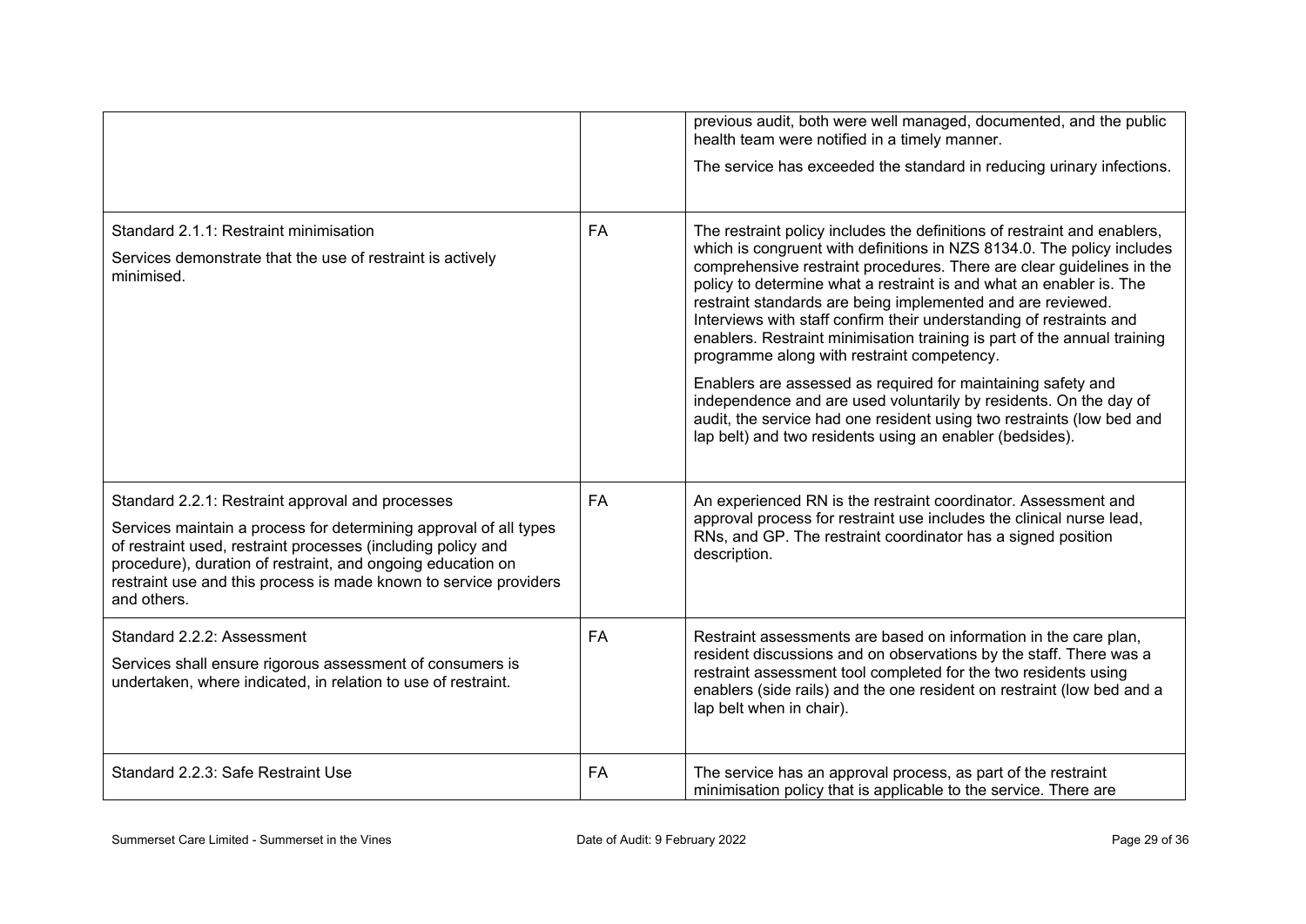| | | |
|---|---|---|
| | | previous audit, both were well managed, documented, and the public health team were notified in a timely manner.<br><br>The service has exceeded the standard in reducing urinary infections. |
| Standard 2.1.1: Restraint minimisation<br><br>Services demonstrate that the use of restraint is actively minimised. | FA | The restraint policy includes the definitions of restraint and enablers, which is congruent with definitions in NZS 8134.0. The policy includes comprehensive restraint procedures. There are clear guidelines in the policy to determine what a restraint is and what an enabler is. The restraint standards are being implemented and are reviewed. Interviews with staff confirm their understanding of restraints and enablers. Restraint minimisation training is part of the annual training programme along with restraint competency.<br><br>Enablers are assessed as required for maintaining safety and independence and are used voluntarily by residents. On the day of audit, the service had one resident using two restraints (low bed and lap belt) and two residents using an enabler (bedsides). |
| Standard 2.2.1: Restraint approval and processes<br><br>Services maintain a process for determining approval of all types of restraint used, restraint processes (including policy and procedure), duration of restraint, and ongoing education on restraint use and this process is made known to service providers and others. | FA | An experienced RN is the restraint coordinator. Assessment and approval process for restraint use includes the clinical nurse lead, RNs, and GP. The restraint coordinator has a signed position description. |
| Standard 2.2.2: Assessment<br><br>Services shall ensure rigorous assessment of consumers is undertaken, where indicated, in relation to use of restraint. | FA | Restraint assessments are based on information in the care plan, resident discussions and on observations by the staff. There was a restraint assessment tool completed for the two residents using enablers (side rails) and the one resident on restraint (low bed and a lap belt when in chair). |
| Standard 2.2.3: Safe Restraint Use | FA | The service has an approval process, as part of the restraint minimisation policy that is applicable to the service. There are |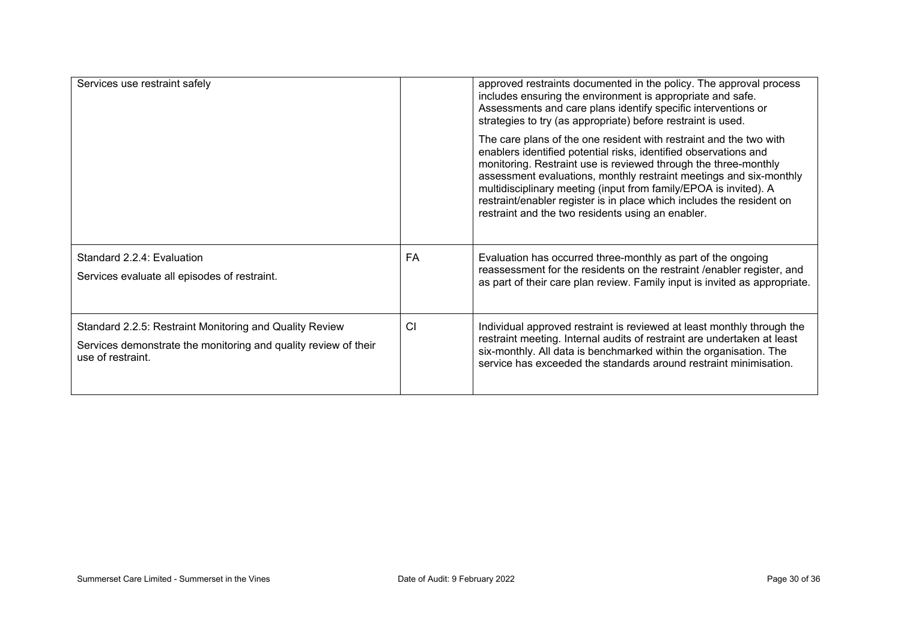| | | |
|---|---|---|
| Services use restraint safely | | approved restraints documented in the policy. The approval process includes ensuring the environment is appropriate and safe. Assessments and care plans identify specific interventions or strategies to try (as appropriate) before restraint is used.<br><br>The care plans of the one resident with restraint and the two with enablers identified potential risks, identified observations and monitoring. Restraint use is reviewed through the three-monthly assessment evaluations, monthly restraint meetings and six-monthly multidisciplinary meeting (input from family/EPOA is invited). A restraint/enabler register is in place which includes the resident on restraint and the two residents using an enabler. |
| Standard 2.2.4: Evaluation<br><br>Services evaluate all episodes of restraint. | FA | Evaluation has occurred three-monthly as part of the ongoing reassessment for the residents on the restraint /enabler register, and as part of their care plan review. Family input is invited as appropriate. |
| Standard 2.2.5: Restraint Monitoring and Quality Review<br><br>Services demonstrate the monitoring and quality review of their use of restraint. | CI | Individual approved restraint is reviewed at least monthly through the restraint meeting. Internal audits of restraint are undertaken at least six-monthly. All data is benchmarked within the organisation. The service has exceeded the standards around restraint minimisation. |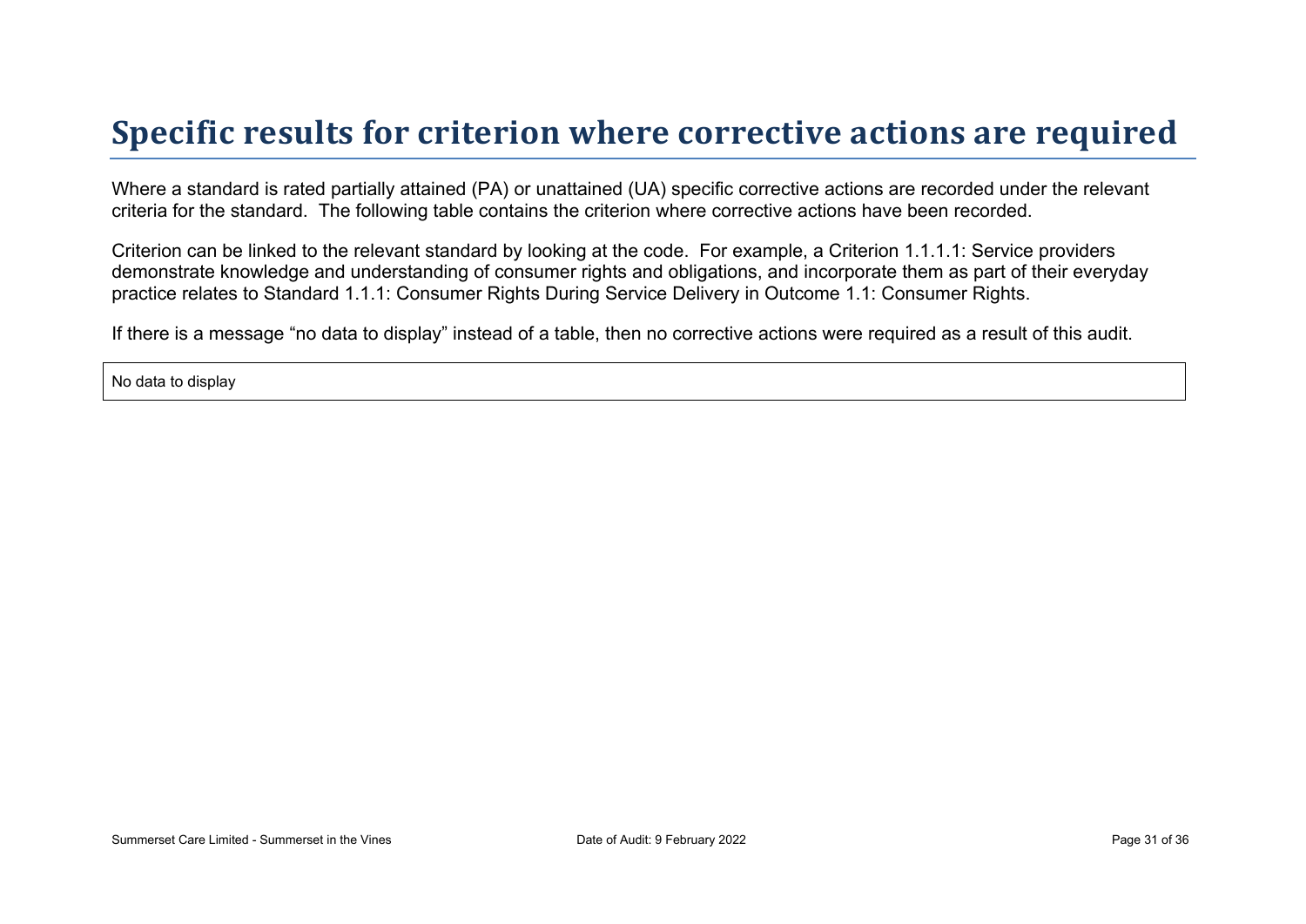# Specific results for criterion where corrective actions are required

Where a standard is rated partially attained (PA) or unattained (UA) specific corrective actions are recorded under the relevant criteria for the standard. The following table contains the criterion where corrective actions have been recorded.

Criterion can be linked to the relevant standard by looking at the code. For example, a Criterion 1.1.1.1: Service providers demonstrate knowledge and understanding of consumer rights and obligations, and incorporate them as part of their everyday practice relates to Standard 1.1.1: Consumer Rights During Service Delivery in Outcome 1.1: Consumer Rights.

If there is a message “no data to display” instead of a table, then no corrective actions were required as a result of this audit.

No data to display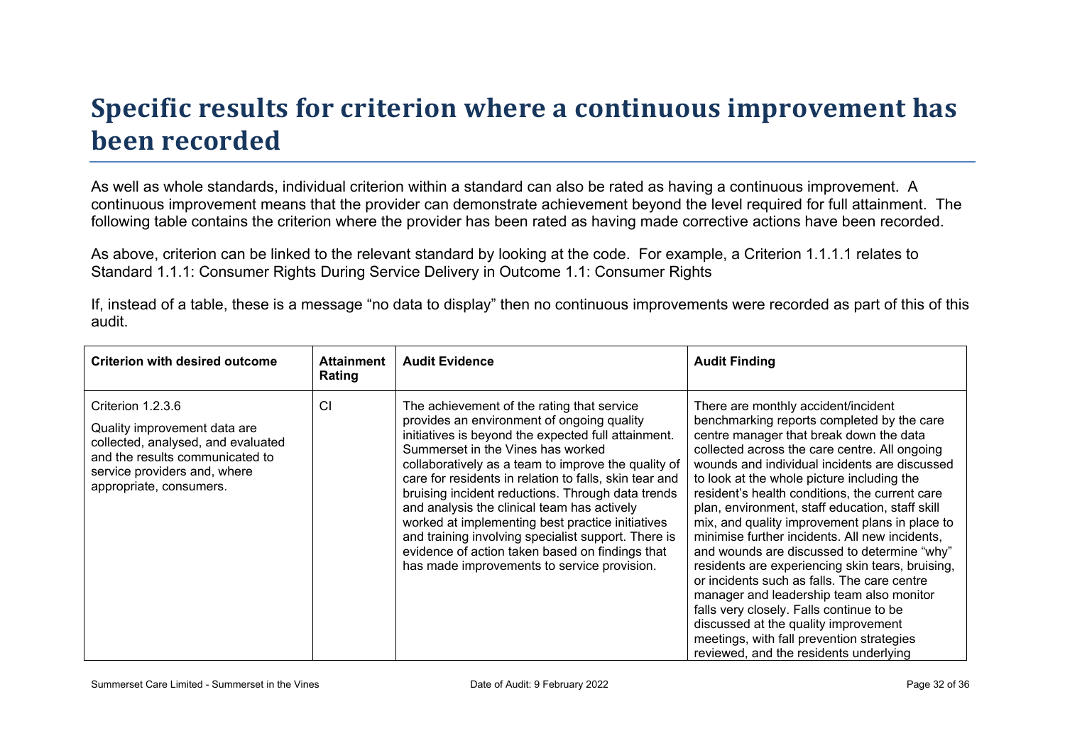# Specific results for criterion where a continuous improvement has been recorded

As well as whole standards, individual criterion within a standard can also be rated as having a continuous improvement. A continuous improvement means that the provider can demonstrate achievement beyond the level required for full attainment. The following table contains the criterion where the provider has been rated as having made corrective actions have been recorded.

As above, criterion can be linked to the relevant standard by looking at the code. For example, a Criterion 1.1.1.1 relates to Standard 1.1.1: Consumer Rights During Service Delivery in Outcome 1.1: Consumer Rights

If, instead of a table, these is a message "no data to display" then no continuous improvements were recorded as part of this of this audit.

| Criterion with desired outcome | Attainment Rating | Audit Evidence | Audit Finding |
|---|---|---|---|
| Criterion 1.2.3.6<br>Quality improvement data are collected, analysed, and evaluated and the results communicated to service providers and, where appropriate, consumers. | CI | The achievement of the rating that service provides an environment of ongoing quality initiatives is beyond the expected full attainment. Summerset in the Vines has worked collaboratively as a team to improve the quality of care for residents in relation to falls, skin tear and bruising incident reductions. Through data trends and analysis the clinical team has actively worked at implementing best practice initiatives and training involving specialist support. There is evidence of action taken based on findings that has made improvements to service provision. | There are monthly accident/incident benchmarking reports completed by the care centre manager that break down the data collected across the care centre. All ongoing wounds and individual incidents are discussed to look at the whole picture including the resident's health conditions, the current care plan, environment, staff education, staff skill mix, and quality improvement plans in place to minimise further incidents. All new incidents, and wounds are discussed to determine "why" residents are experiencing skin tears, bruising, or incidents such as falls. The care centre manager and leadership team also monitor falls very closely. Falls continue to be discussed at the quality improvement meetings, with fall prevention strategies reviewed, and the residents underlying |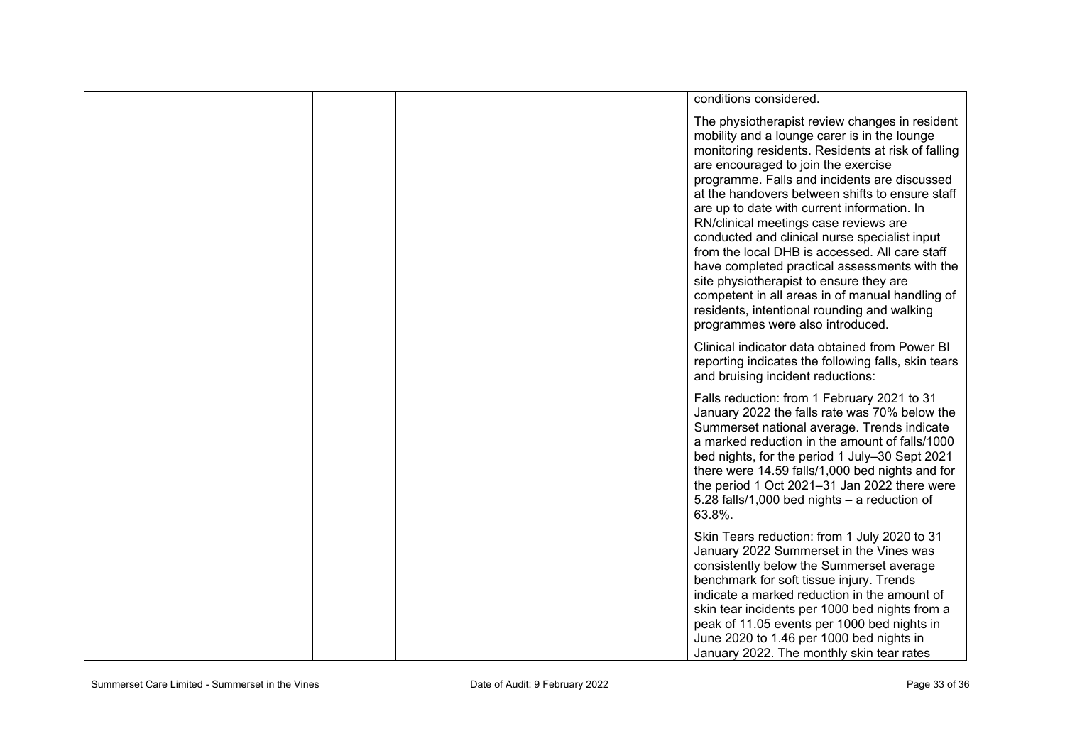| | | | |
|---|---|---|---|
| | | | conditions considered.<br><br>The physiotherapist review changes in resident mobility and a lounge carer is in the lounge monitoring residents. Residents at risk of falling are encouraged to join the exercise programme. Falls and incidents are discussed at the handovers between shifts to ensure staff are up to date with current information. In RN/clinical meetings case reviews are conducted and clinical nurse specialist input from the local DHB is accessed. All care staff have completed practical assessments with the site physiotherapist to ensure they are competent in all areas in of manual handling of residents, intentional rounding and walking programmes were also introduced.<br><br>Clinical indicator data obtained from Power BI reporting indicates the following falls, skin tears and bruising incident reductions:<br><br>Falls reduction: from 1 February 2021 to 31 January 2022 the falls rate was 70% below the Summerset national average. Trends indicate a marked reduction in the amount of falls/1000 bed nights, for the period 1 July–30 Sept 2021 there were 14.59 falls/1,000 bed nights and for the period 1 Oct 2021–31 Jan 2022 there were 5.28 falls/1,000 bed nights – a reduction of 63.8%.<br><br>Skin Tears reduction: from 1 July 2020 to 31 January 2022 Summerset in the Vines was consistently below the Summerset average benchmark for soft tissue injury. Trends indicate a marked reduction in the amount of skin tear incidents per 1000 bed nights from a peak of 11.05 events per 1000 bed nights in June 2020 to 1.46 per 1000 bed nights in January 2022. The monthly skin tear rates |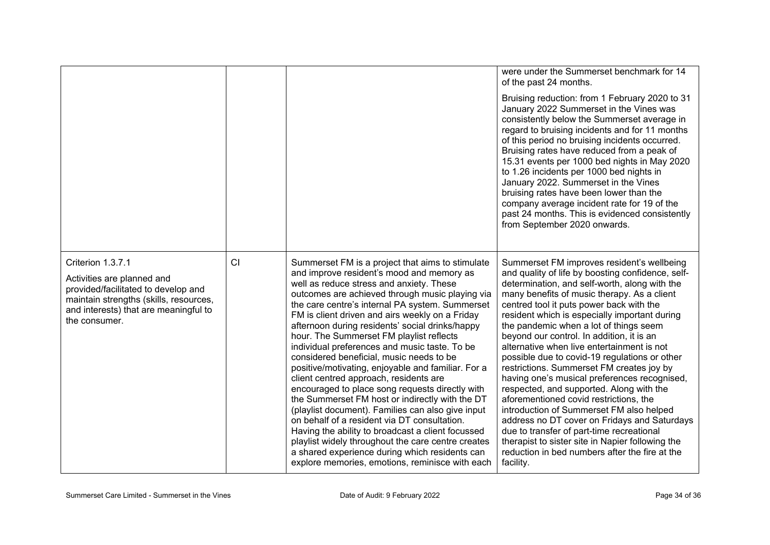| | | | |
|---|---|---|---|
| | | | were under the Summerset benchmark for 14 of the past 24 months.<br><br>Bruising reduction: from 1 February 2020 to 31 January 2022 Summerset in the Vines was consistently below the Summerset average in regard to bruising incidents and for 11 months of this period no bruising incidents occurred. Bruising rates have reduced from a peak of 15.31 events per 1000 bed nights in May 2020 to 1.26 incidents per 1000 bed nights in January 2022. Summerset in the Vines bruising rates have been lower than the company average incident rate for 19 of the past 24 months. This is evidenced consistently from September 2020 onwards. |
| Criterion 1.3.7.1<br><br>Activities are planned and provided/facilitated to develop and maintain strengths (skills, resources, and interests) that are meaningful to the consumer. | CI | Summerset FM is a project that aims to stimulate and improve resident's mood and memory as well as reduce stress and anxiety. These outcomes are achieved through music playing via the care centre's internal PA system. Summerset FM is client driven and airs weekly on a Friday afternoon during residents' social drinks/happy hour. The Summerset FM playlist reflects individual preferences and music taste. To be considered beneficial, music needs to be positive/motivating, enjoyable and familiar. For a client centred approach, residents are encouraged to place song requests directly with the Summerset FM host or indirectly with the DT (playlist document). Families can also give input on behalf of a resident via DT consultation. Having the ability to broadcast a client focussed playlist widely throughout the care centre creates a shared experience during which residents can explore memories, emotions, reminisce with each | Summerset FM improves resident's wellbeing and quality of life by boosting confidence, self-determination, and self-worth, along with the many benefits of music therapy. As a client centred tool it puts power back with the resident which is especially important during the pandemic when a lot of things seem beyond our control. In addition, it is an alternative when live entertainment is not possible due to covid-19 regulations or other restrictions. Summerset FM creates joy by having one's musical preferences recognised, respected, and supported. Along with the aforementioned covid restrictions, the introduction of Summerset FM also helped address no DT cover on Fridays and Saturdays due to transfer of part-time recreational therapist to sister site in Napier following the reduction in bed numbers after the fire at the facility. |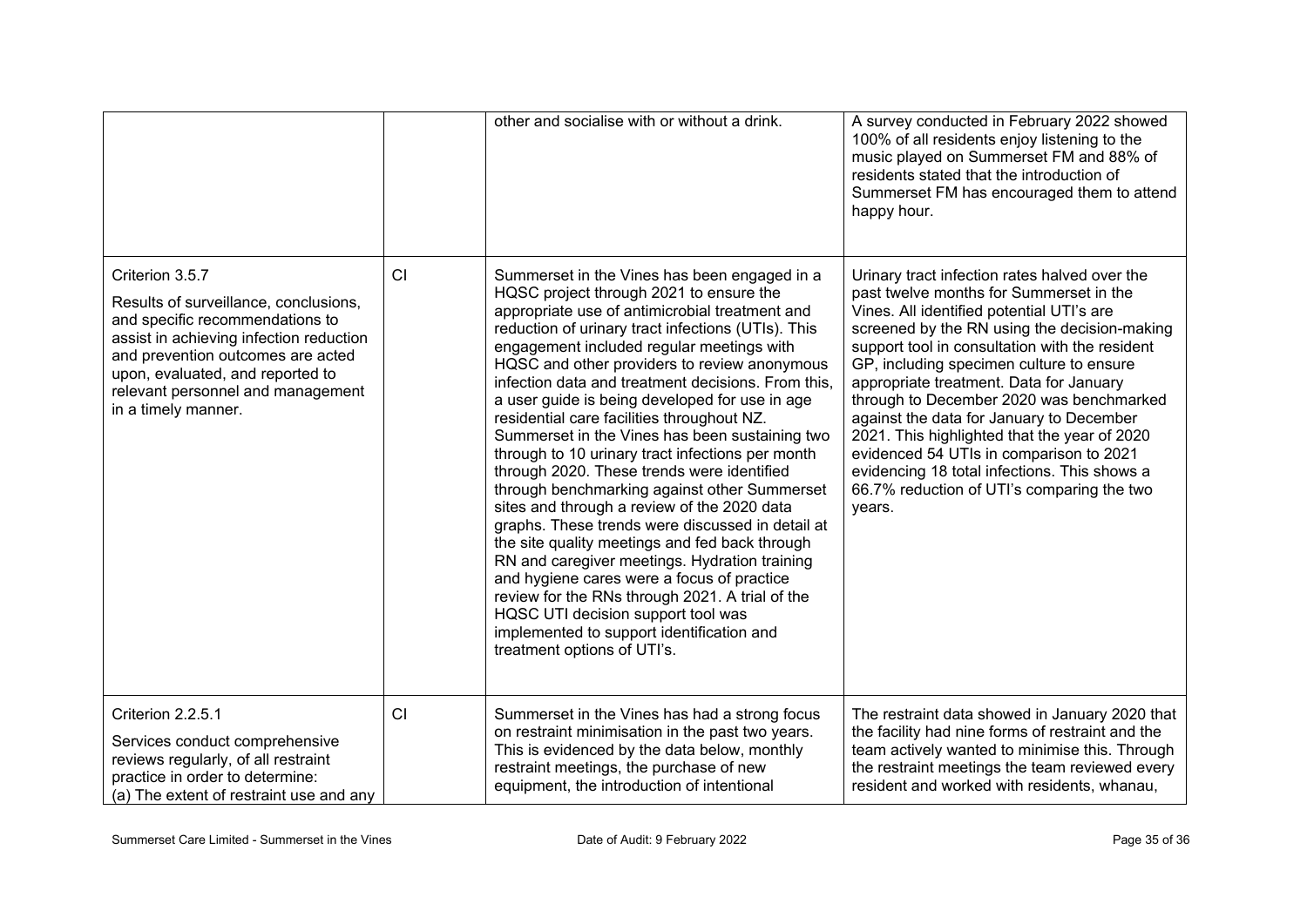|  |  |  |  |
|---|---|---|---|
|  |  | other and socialise with or without a drink. | A survey conducted in February 2022 showed 100% of all residents enjoy listening to the music played on Summerset FM and 88% of residents stated that the introduction of Summerset FM has encouraged them to attend happy hour. |
| Criterion 3.5.7<br><br>Results of surveillance, conclusions, and specific recommendations to assist in achieving infection reduction and prevention outcomes are acted upon, evaluated, and reported to relevant personnel and management in a timely manner. | CI | Summerset in the Vines has been engaged in a HQSC project through 2021 to ensure the appropriate use of antimicrobial treatment and reduction of urinary tract infections (UTIs). This engagement included regular meetings with HQSC and other providers to review anonymous infection data and treatment decisions. From this, a user guide is being developed for use in age residential care facilities throughout NZ. Summerset in the Vines has been sustaining two through to 10 urinary tract infections per month through 2020. These trends were identified through benchmarking against other Summerset sites and through a review of the 2020 data graphs. These trends were discussed in detail at the site quality meetings and fed back through RN and caregiver meetings. Hydration training and hygiene cares were a focus of practice review for the RNs through 2021. A trial of the HQSC UTI decision support tool was implemented to support identification and treatment options of UTI's. | Urinary tract infection rates halved over the past twelve months for Summerset in the Vines. All identified potential UTI's are screened by the RN using the decision-making support tool in consultation with the resident GP, including specimen culture to ensure appropriate treatment. Data for January through to December 2020 was benchmarked against the data for January to December 2021. This highlighted that the year of 2020 evidenced 54 UTIs in comparison to 2021 evidencing 18 total infections. This shows a 66.7% reduction of UTI's comparing the two years. |
| Criterion 2.2.5.1<br><br>Services conduct comprehensive reviews regularly, of all restraint practice in order to determine:<br>(a) The extent of restraint use and any | CI | Summerset in the Vines has had a strong focus on restraint minimisation in the past two years. This is evidenced by the data below, monthly restraint meetings, the purchase of new equipment, the introduction of intentional | The restraint data showed in January 2020 that the facility had nine forms of restraint and the team actively wanted to minimise this. Through the restraint meetings the team reviewed every resident and worked with residents, whanau, |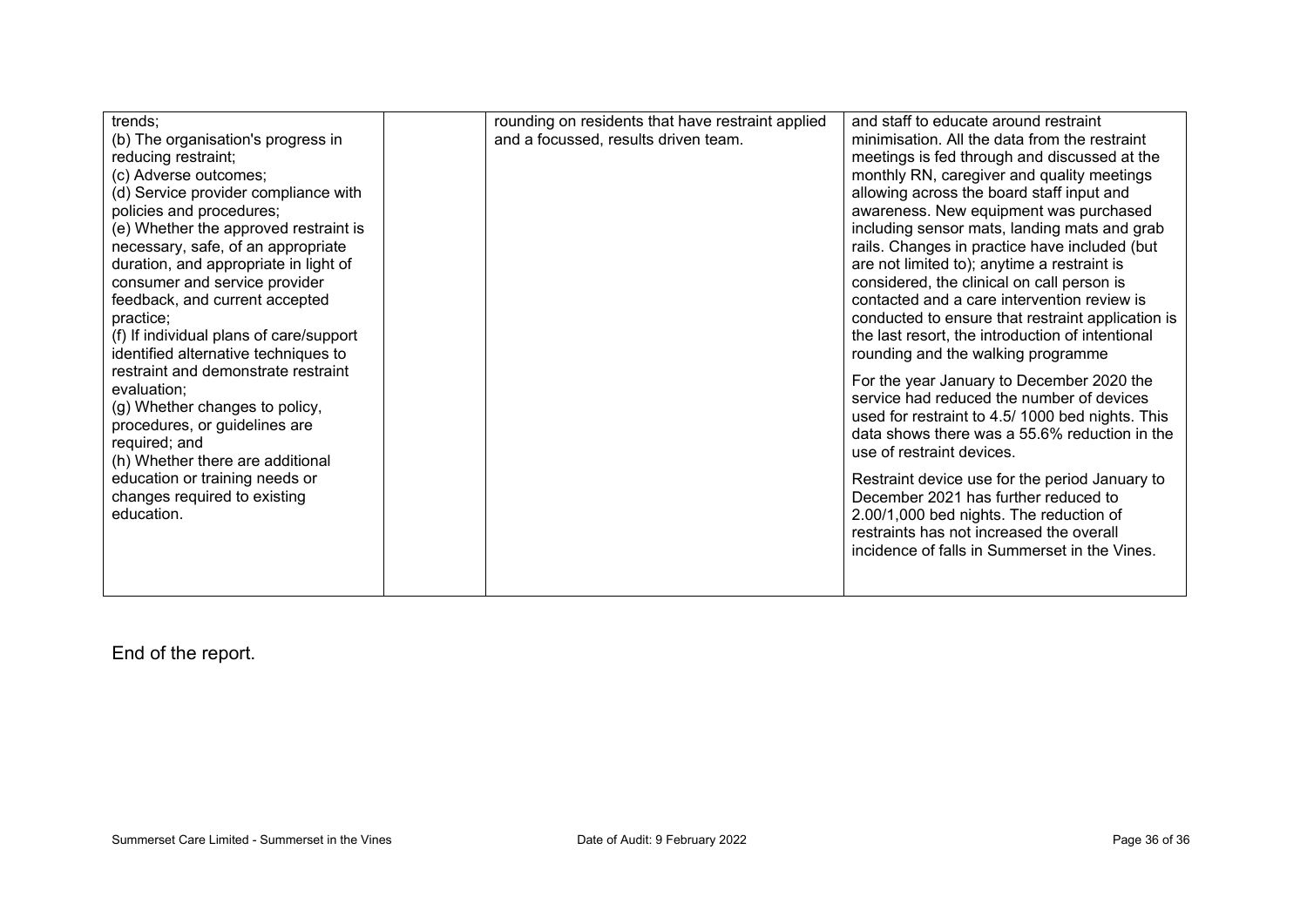| | | | |
|---|---|---|---|
| trends;<br>(b) The organisation's progress in reducing restraint;<br>(c) Adverse outcomes;<br>(d) Service provider compliance with policies and procedures;<br>(e) Whether the approved restraint is necessary, safe, of an appropriate duration, and appropriate in light of consumer and service provider feedback, and current accepted practice;<br>(f) If individual plans of care/support identified alternative techniques to restraint and demonstrate restraint evaluation;<br>(g) Whether changes to policy, procedures, or guidelines are required; and<br>(h) Whether there are additional education or training needs or changes required to existing education. | | rounding on residents that have restraint applied and a focussed, results driven team. | and staff to educate around restraint minimisation. All the data from the restraint meetings is fed through and discussed at the monthly RN, caregiver and quality meetings allowing across the board staff input and awareness. New equipment was purchased including sensor mats, landing mats and grab rails. Changes in practice have included (but are not limited to); anytime a restraint is considered, the clinical on call person is contacted and a care intervention review is conducted to ensure that restraint application is the last resort, the introduction of intentional rounding and the walking programme<br><br>For the year January to December 2020 the service had reduced the number of devices used for restraint to 4.5/ 1000 bed nights. This data shows there was a 55.6% reduction in the use of restraint devices.<br><br>Restraint device use for the period January to December 2021 has further reduced to 2.00/1,000 bed nights. The reduction of restraints has not increased the overall incidence of falls in Summerset in the Vines. |

End of the report.